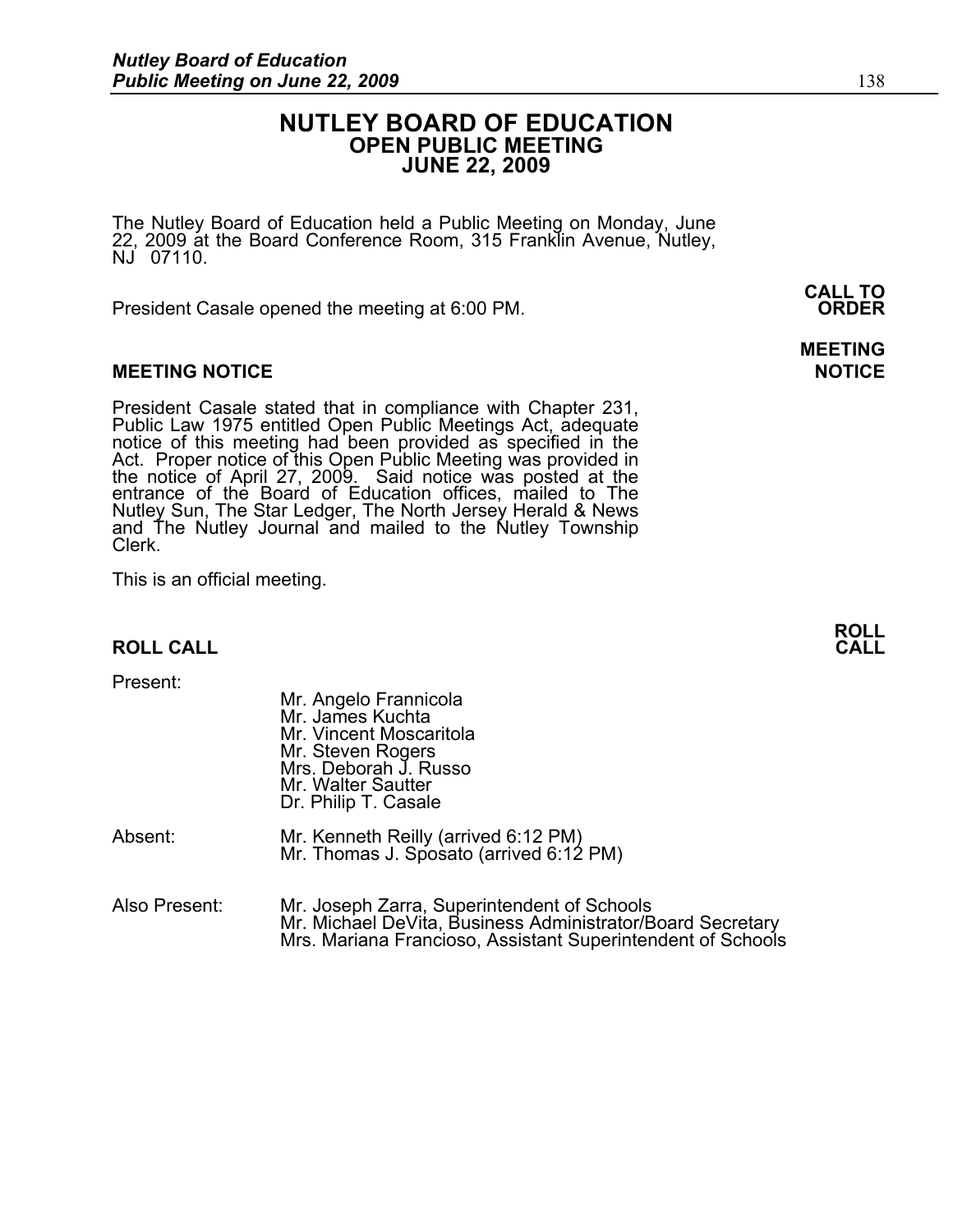# NUTLEY BOARD OF EDUCATION
## OPEN PUBLIC MEETING
## JUNE 22, 2009

The Nutley Board of Education held a Public Meeting on Monday, June 22, 2009 at the Board Conference Room, 315 Franklin Avenue, Nutley, NJ 07110.

**CALL TO ORDER**

President Casale opened the meeting at 6:00 PM.

**MEETING NOTICE**

**MEETING NOTICE**

President Casale stated that in compliance with Chapter 231, Public Law 1975 entitled Open Public Meetings Act, adequate notice of this meeting had been provided as specified in the Act. Proper notice of this Open Public Meeting was provided in the notice of April 27, 2009. Said notice was posted at the entrance of the Board of Education offices, mailed to The Nutley Sun, The Star Ledger, The North Jersey Herald & News and The Nutley Journal and mailed to the Nutley Township Clerk.

This is an official meeting.

**ROLL CALL**

**ROLL CALL**

Present:

Mr. Angelo Frannicola
Mr. James Kuchta
Mr. Vincent Moscaritola
Mr. Steven Rogers
Mrs. Deborah J. Russo
Mr. Walter Sautter
Dr. Philip T. Casale

Absent:

Mr. Kenneth Reilly (arrived 6:12 PM)
Mr. Thomas J. Sposato (arrived 6:12 PM)

Also Present:

Mr. Joseph Zarra, Superintendent of Schools
Mr. Michael DeVita, Business Administrator/Board Secretary
Mrs. Mariana Francioso, Assistant Superintendent of Schools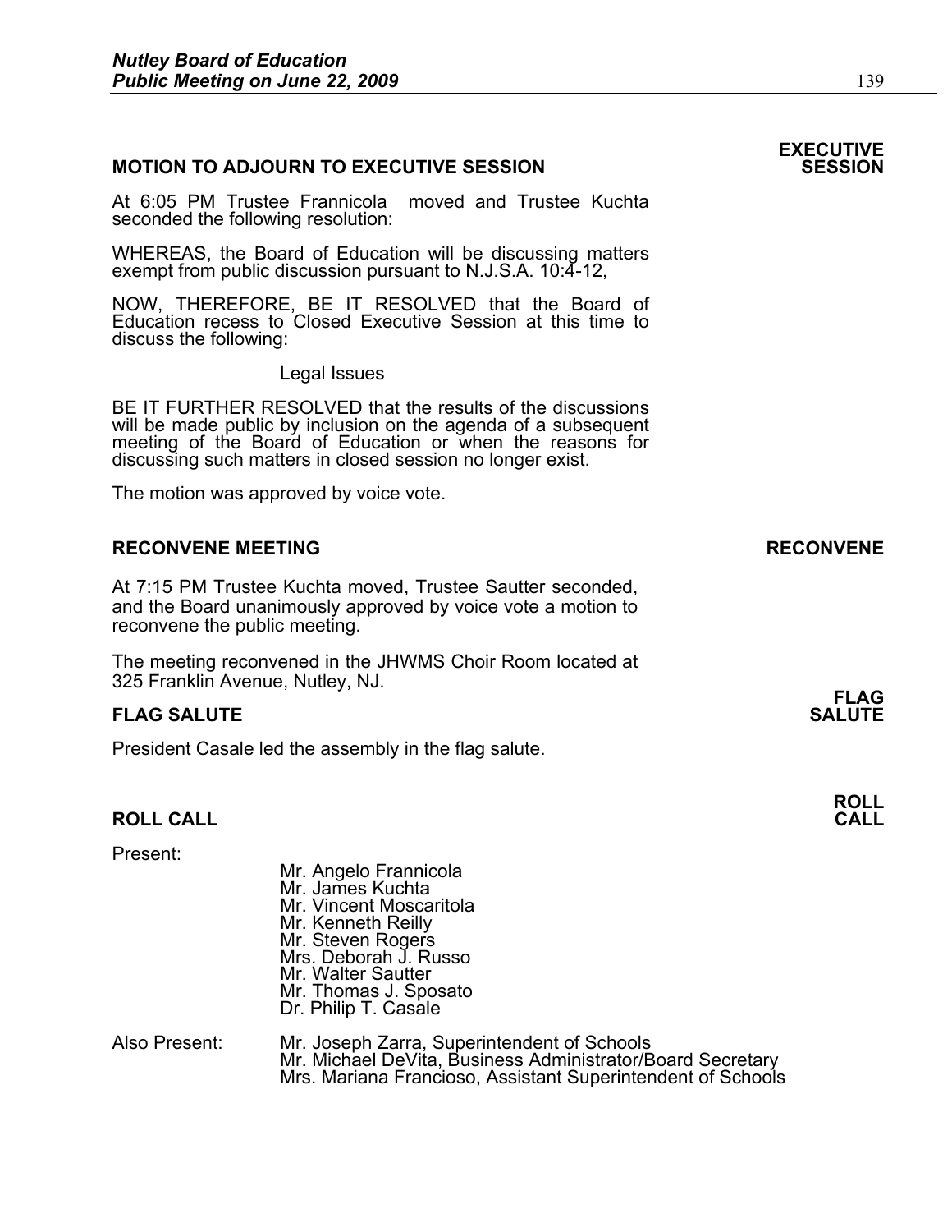## MOTION TO ADJOURN TO EXECUTIVE SESSION

**EXECUTIVE SESSION**

At 6:05 PM Trustee Frannicola moved and Trustee Kuchta seconded the following resolution:

WHEREAS, the Board of Education will be discussing matters exempt from public discussion pursuant to N.J.S.A. 10:4-12,

NOW, THEREFORE, BE IT RESOLVED that the Board of Education recess to Closed Executive Session at this time to discuss the following:

Legal Issues

BE IT FURTHER RESOLVED that the results of the discussions will be made public by inclusion on the agenda of a subsequent meeting of the Board of Education or when the reasons for discussing such matters in closed session no longer exist.

The motion was approved by voice vote.

## RECONVENE MEETING

**RECONVENE**

At 7:15 PM Trustee Kuchta moved, Trustee Sautter seconded, and the Board unanimously approved by voice vote a motion to reconvene the public meeting.

The meeting reconvened in the JHWMS Choir Room located at 325 Franklin Avenue, Nutley, NJ.

## FLAG SALUTE

**FLAG SALUTE**

President Casale led the assembly in the flag salute.

## ROLL CALL

**ROLL CALL**

Present:

- Mr. Angelo Frannicola
- Mr. James Kuchta
- Mr. Vincent Moscaritola
- Mr. Kenneth Reilly
- Mr. Steven Rogers
- Mrs. Deborah J. Russo
- Mr. Walter Sautter
- Mr. Thomas J. Sposato
- Dr. Philip T. Casale

Also Present:

- Mr. Joseph Zarra, Superintendent of Schools
- Mr. Michael DeVita, Business Administrator/Board Secretary
- Mrs. Mariana Francioso, Assistant Superintendent of Schools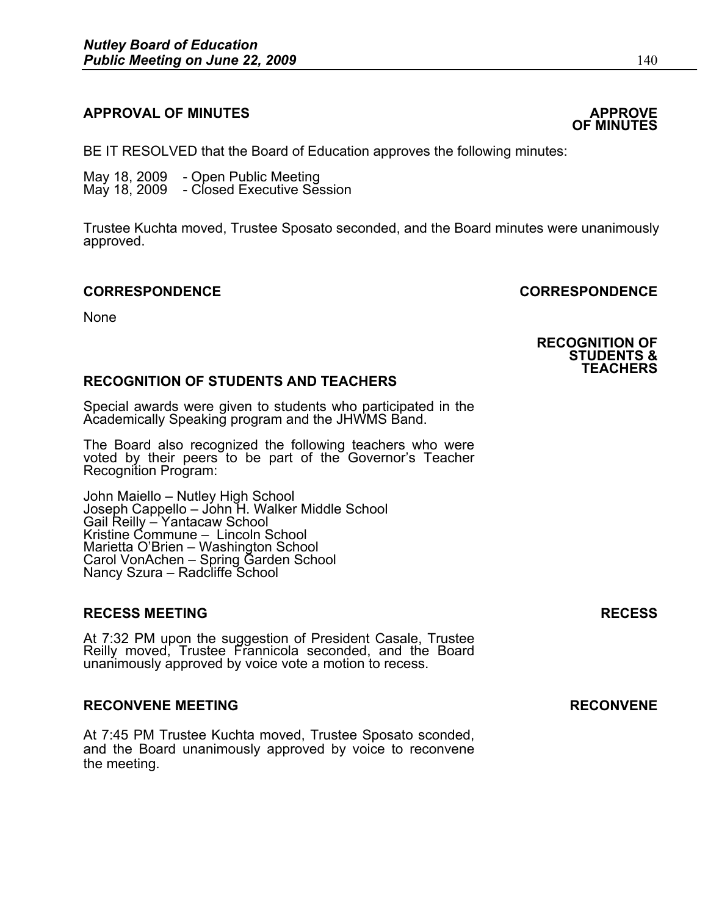## APPROVAL OF MINUTES

**APPROVE OF MINUTES**

BE IT RESOLVED that the Board of Education approves the following minutes:

May 18, 2009 - Open Public Meeting
May 18, 2009 - Closed Executive Session

Trustee Kuchta moved, Trustee Sposato seconded, and the Board minutes were unanimously approved.

## CORRESPONDENCE

**CORRESPONDENCE**

None

**RECOGNITION OF STUDENTS & TEACHERS**

## RECOGNITION OF STUDENTS AND TEACHERS

Special awards were given to students who participated in the Academically Speaking program and the JHWMS Band.

The Board also recognized the following teachers who were voted by their peers to be part of the Governor's Teacher Recognition Program:

John Maiello – Nutley High School
Joseph Cappello – John H. Walker Middle School
Gail Reilly – Yantacaw School
Kristine Commune – Lincoln School
Marietta O'Brien – Washington School
Carol VonAchen – Spring Garden School
Nancy Szura – Radcliffe School

## RECESS MEETING

**RECESS**

At 7:32 PM upon the suggestion of President Casale, Trustee Reilly moved, Trustee Frannicola seconded, and the Board unanimously approved by voice vote a motion to recess.

## RECONVENE MEETING

**RECONVENE**

At 7:45 PM Trustee Kuchta moved, Trustee Sposato sconded, and the Board unanimously approved by voice to reconvene the meeting.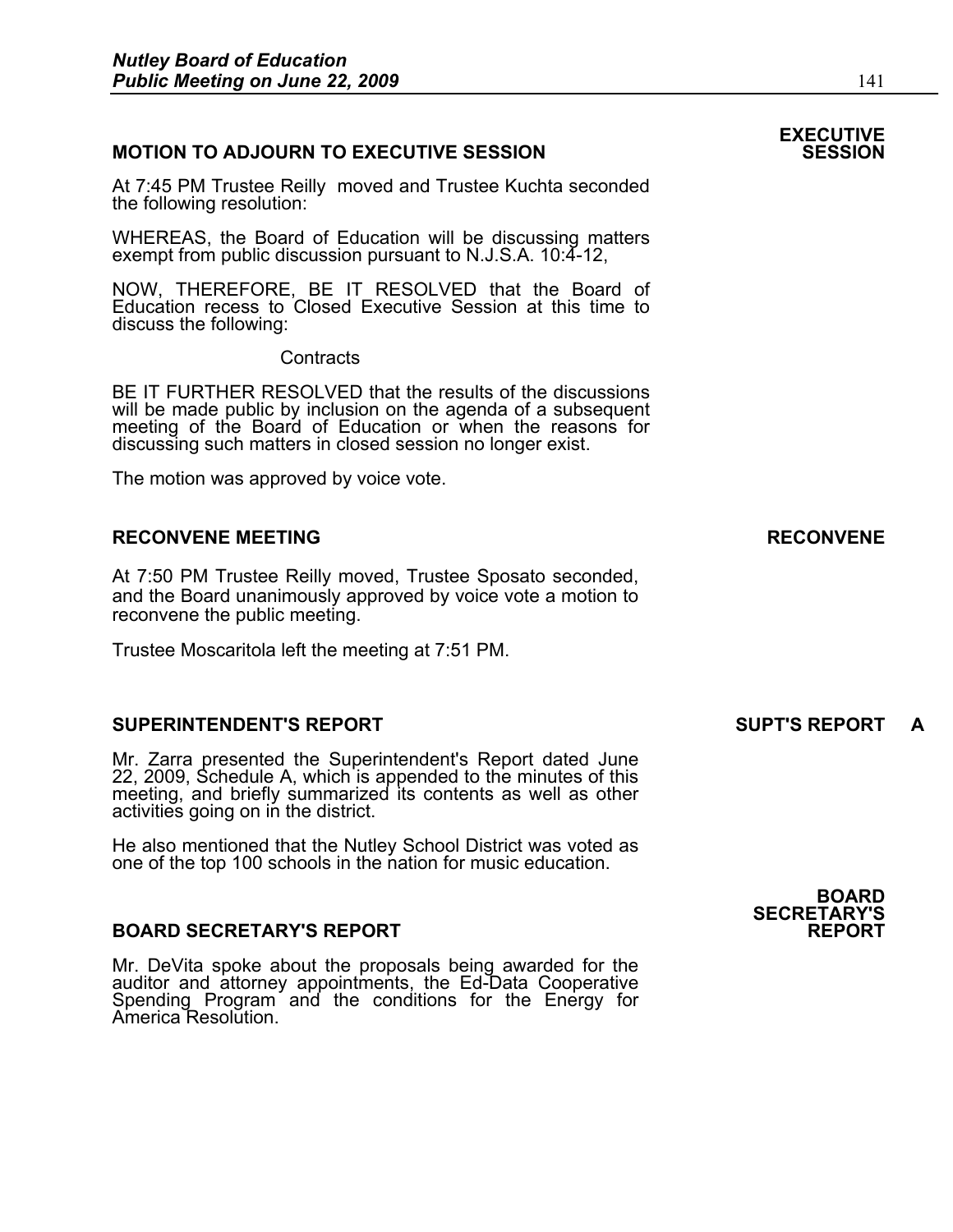**MOTION TO ADJOURN TO EXECUTIVE SESSION** **EXECUTIVE SESSION**

At 7:45 PM Trustee Reilly moved and Trustee Kuchta seconded the following resolution:

WHEREAS, the Board of Education will be discussing matters exempt from public discussion pursuant to N.J.S.A. 10:4-12,

NOW, THEREFORE, BE IT RESOLVED that the Board of Education recess to Closed Executive Session at this time to discuss the following:

Contracts

BE IT FURTHER RESOLVED that the results of the discussions will be made public by inclusion on the agenda of a subsequent meeting of the Board of Education or when the reasons for discussing such matters in closed session no longer exist.

The motion was approved by voice vote.

**RECONVENE MEETING** **RECONVENE**

At 7:50 PM Trustee Reilly moved, Trustee Sposato seconded, and the Board unanimously approved by voice vote a motion to reconvene the public meeting.

Trustee Moscaritola left the meeting at 7:51 PM.

**SUPERINTENDENT'S REPORT** **SUPT'S REPORT A**

Mr. Zarra presented the Superintendent's Report dated June 22, 2009, Schedule A, which is appended to the minutes of this meeting, and briefly summarized its contents as well as other activities going on in the district.

He also mentioned that the Nutley School District was voted as one of the top 100 schools in the nation for music education.

**BOARD SECRETARY'S REPORT** **BOARD SECRETARY'S REPORT**

Mr. DeVita spoke about the proposals being awarded for the auditor and attorney appointments, the Ed-Data Cooperative Spending Program and the conditions for the Energy for America Resolution.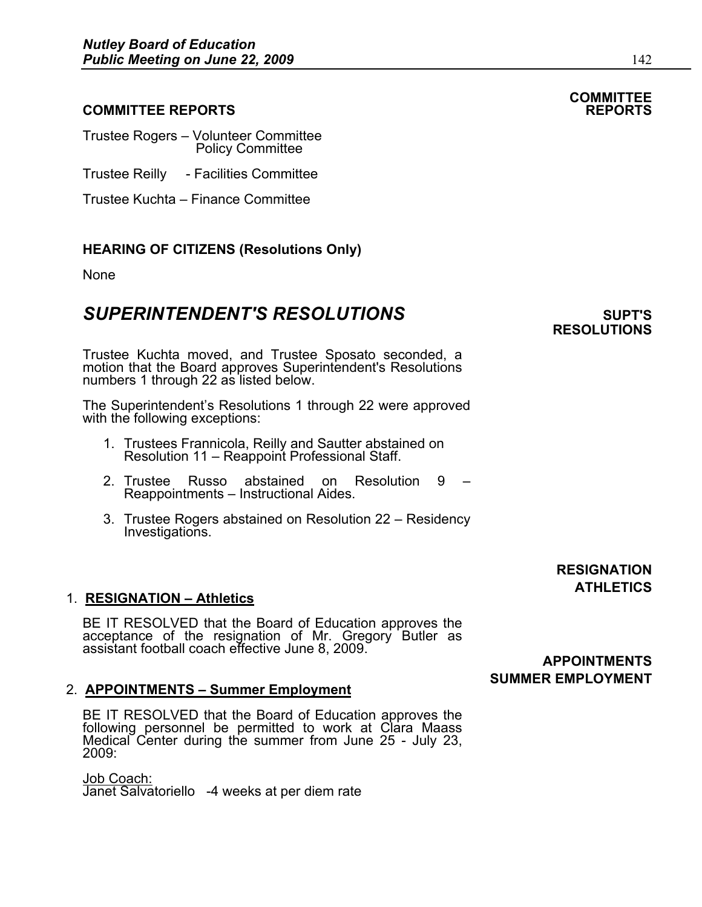## COMMITTEE REPORTS

Trustee Rogers – Volunteer Committee
Policy Committee

Trustee Reilly - Facilities Committee

Trustee Kuchta – Finance Committee

## HEARING OF CITIZENS (Resolutions Only)

None

# *SUPERINTENDENT'S RESOLUTIONS*

Trustee Kuchta moved, and Trustee Sposato seconded, a motion that the Board approves Superintendent's Resolutions numbers 1 through 22 as listed below.

The Superintendent's Resolutions 1 through 22 were approved with the following exceptions:

1. Trustees Frannicola, Reilly and Sautter abstained on Resolution 11 – Reappoint Professional Staff.
2. Trustee Russo abstained on Resolution 9 – Reappointments – Instructional Aides.
3. Trustee Rogers abstained on Resolution 22 – Residency Investigations.

### 1. <u>RESIGNATION – Athletics</u>

BE IT RESOLVED that the Board of Education approves the acceptance of the resignation of Mr. Gregory Butler as assistant football coach effective June 8, 2009.

### 2. <u>APPOINTMENTS – Summer Employment</u>

BE IT RESOLVED that the Board of Education approves the following personnel be permitted to work at Clara Maass Medical Center during the summer from June 25 - July 23, 2009:

<u>Job Coach:</u>
Janet Salvatoriello -4 weeks at per diem rate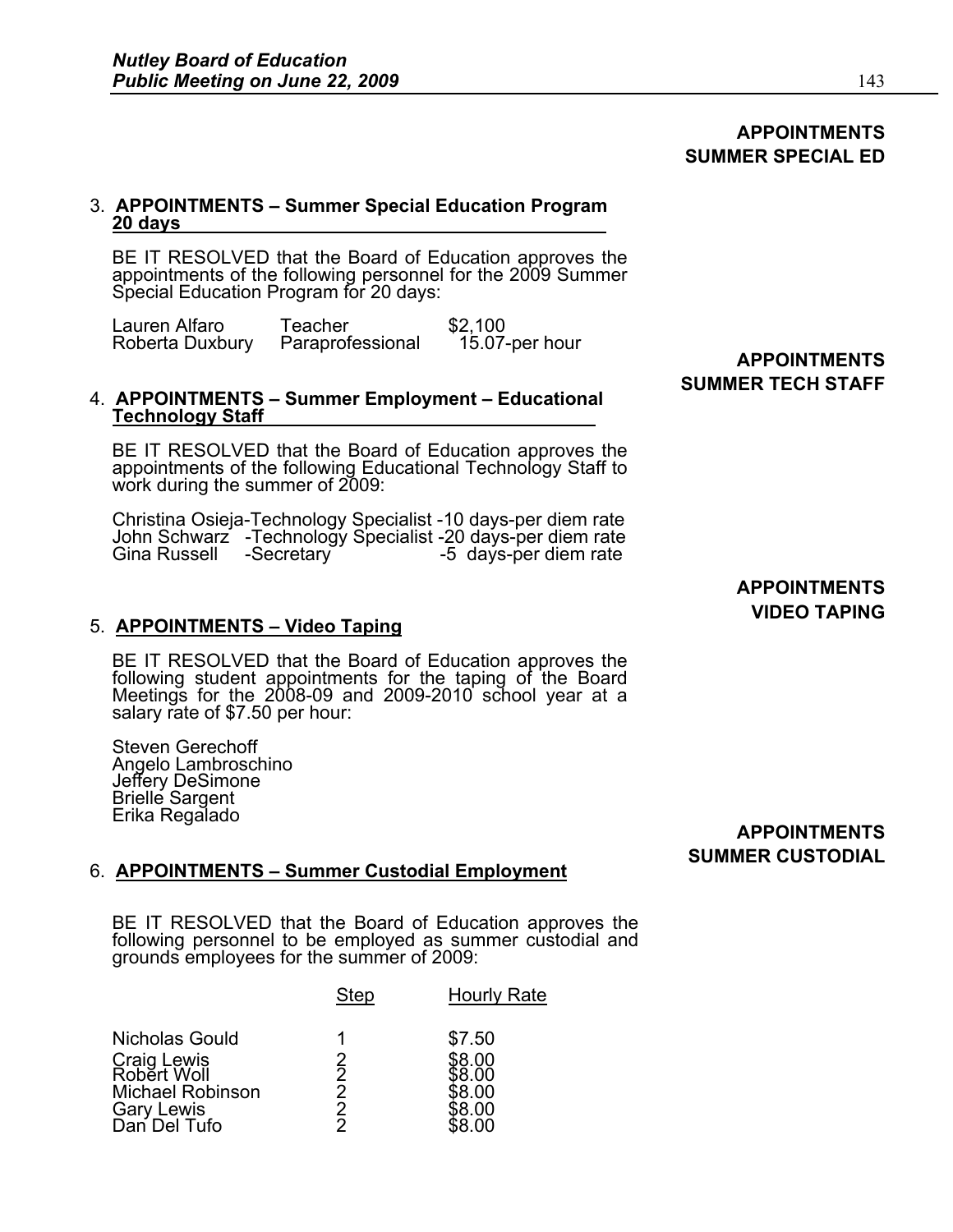**APPOINTMENTS SUMMER SPECIAL ED**

3. **APPOINTMENTS – Summer Special Education Program 20 days**

BE IT RESOLVED that the Board of Education approves the appointments of the following personnel for the 2009 Summer Special Education Program for 20 days:

| | | |
|---|---|---|
| Lauren Alfaro | Teacher | $2,100 |
| Roberta Duxbury | Paraprofessional | 15.07-per hour |

**APPOINTMENTS SUMMER TECH STAFF**

4. **APPOINTMENTS – Summer Employment – Educational Technology Staff**

BE IT RESOLVED that the Board of Education approves the appointments of the following Educational Technology Staff to work during the summer of 2009:

Christina Osieja-Technology Specialist -10 days-per diem rate
John Schwarz -Technology Specialist -20 days-per diem rate
Gina Russell -Secretary -5 days-per diem rate

**APPOINTMENTS VIDEO TAPING**

5. **APPOINTMENTS – Video Taping**

BE IT RESOLVED that the Board of Education approves the following student appointments for the taping of the Board Meetings for the 2008-09 and 2009-2010 school year at a salary rate of $7.50 per hour:

Steven Gerechoff
Angelo Lambroschino
Jeffery DeSimone
Brielle Sargent
Erika Regalado

**APPOINTMENTS SUMMER CUSTODIAL**

6. **APPOINTMENTS – Summer Custodial Employment**

BE IT RESOLVED that the Board of Education approves the following personnel to be employed as summer custodial and grounds employees for the summer of 2009:

| | Step | Hourly Rate |
|---|---|---|
| Nicholas Gould | 1 | $7.50 |
| Craig Lewis | 2 | $8.00 |
| Robert Woll | 2 | $8.00 |
| Michael Robinson | 2 | $8.00 |
| Gary Lewis | 2 | $8.00 |
| Dan Del Tufo | 2 | $8.00 |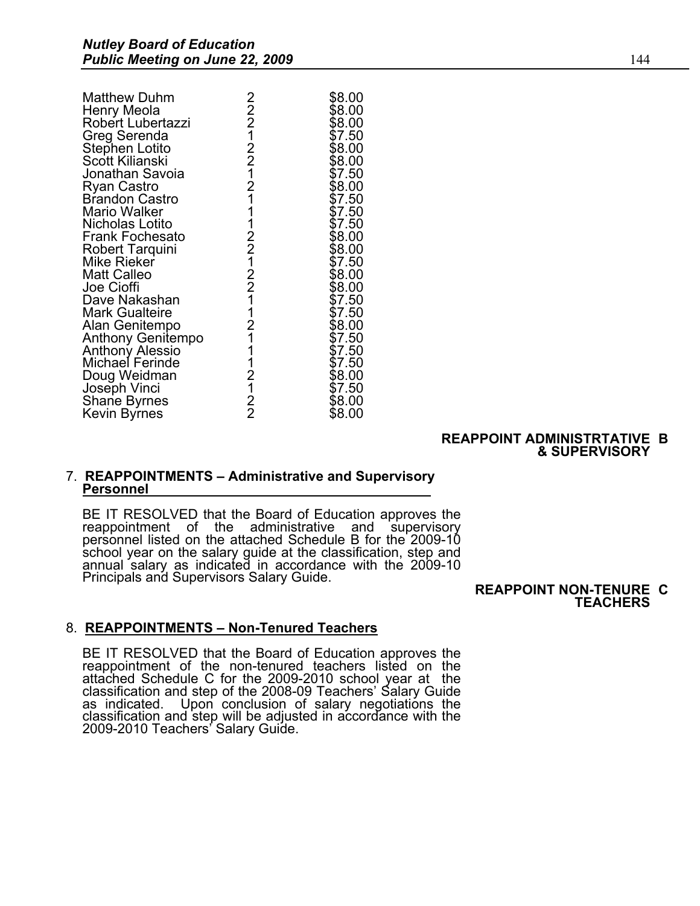| | | |
|---|---|---|
| Matthew Duhm | 2 | \$8.00 |
| Henry Meola | 2 | \$8.00 |
| Robert Lubertazzi | 2 | \$8.00 |
| Greg Serenda | 1 | \$7.50 |
| Stephen Lotito | 2 | \$8.00 |
| Scott Kilianski | 2 | \$8.00 |
| Jonathan Savoia | 1 | \$7.50 |
| Ryan Castro | 2 | \$8.00 |
| Brandon Castro | 1 | \$7.50 |
| Mario Walker | 1 | \$7.50 |
| Nicholas Lotito | 1 | \$7.50 |
| Frank Fochesato | 2 | \$8.00 |
| Robert Tarquini | 2 | \$8.00 |
| Mike Rieker | 1 | \$7.50 |
| Matt Calleo | 2 | \$8.00 |
| Joe Cioffi | 2 | \$8.00 |
| Dave Nakashan | 1 | \$7.50 |
| Mark Gualteire | 1 | \$7.50 |
| Alan Genitempo | 2 | \$8.00 |
| Anthony Genitempo | 1 | \$7.50 |
| Anthony Alessio | 1 | \$7.50 |
| Michael Ferinde | 1 | \$7.50 |
| Doug Weidman | 2 | \$8.00 |
| Joseph Vinci | 1 | \$7.50 |
| Shane Byrnes | 2 | \$8.00 |
| Kevin Byrnes | 2 | \$8.00 |

**REAPPOINT ADMINISTRTATIVE & SUPERVISORY B**

7. **REAPPOINTMENTS – Administrative and Supervisory Personnel**

BE IT RESOLVED that the Board of Education approves the reappointment of the administrative and supervisory personnel listed on the attached Schedule B for the 2009-10 school year on the salary guide at the classification, step and annual salary as indicated in accordance with the 2009-10 Principals and Supervisors Salary Guide.

**REAPPOINT NON-TENURE TEACHERS C**

8. **REAPPOINTMENTS – Non-Tenured Teachers**

BE IT RESOLVED that the Board of Education approves the reappointment of the non-tenured teachers listed on the attached Schedule C for the 2009-2010 school year at the classification and step of the 2008-09 Teachers' Salary Guide as indicated. Upon conclusion of salary negotiations the classification and step will be adjusted in accordance with the 2009-2010 Teachers' Salary Guide.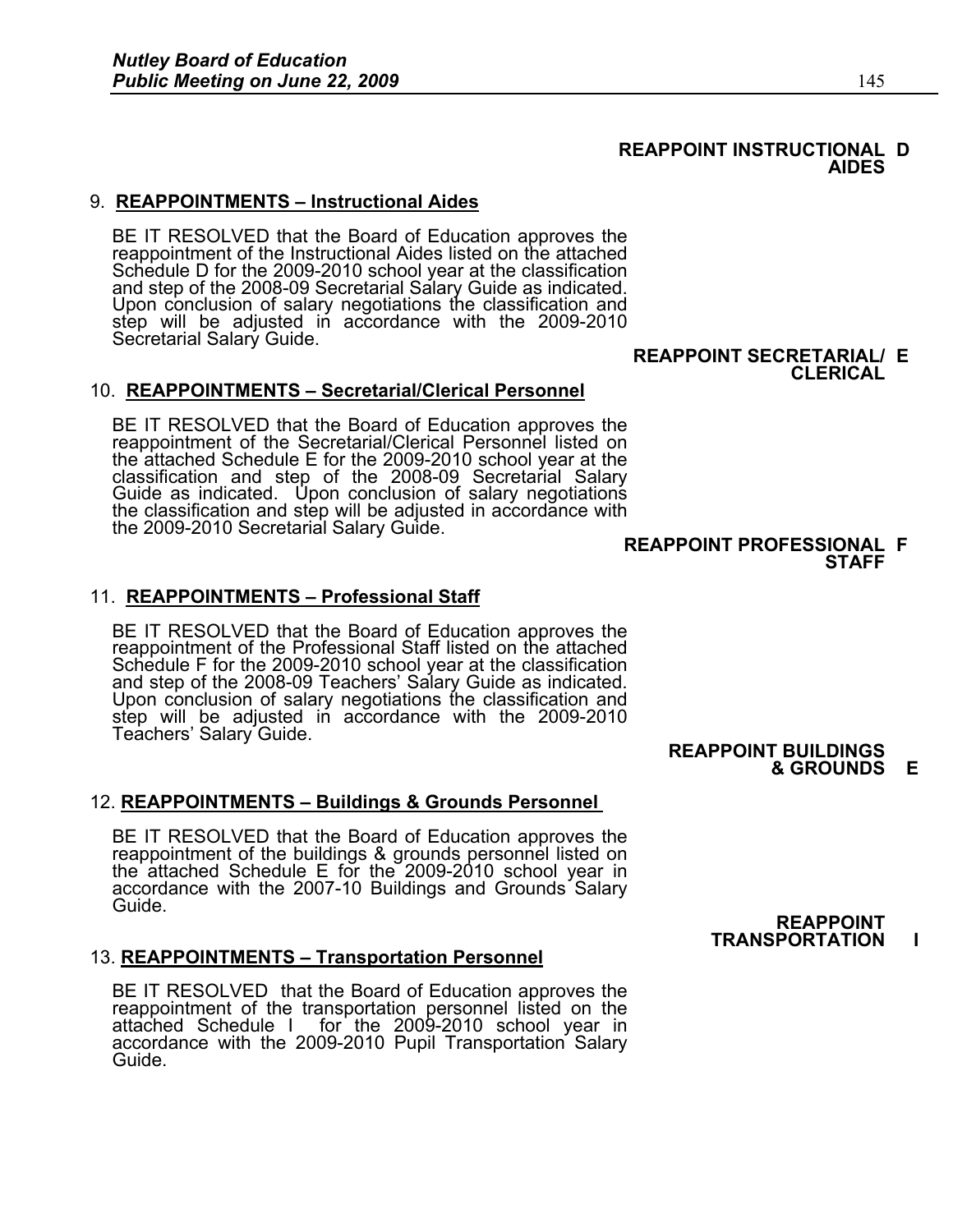**REAPPOINT INSTRUCTIONAL AIDES** D

9. **REAPPOINTMENTS – Instructional Aides**

BE IT RESOLVED that the Board of Education approves the reappointment of the Instructional Aides listed on the attached Schedule D for the 2009-2010 school year at the classification and step of the 2008-09 Secretarial Salary Guide as indicated. Upon conclusion of salary negotiations the classification and step will be adjusted in accordance with the 2009-2010 Secretarial Salary Guide.

**REAPPOINT SECRETARIAL/ CLERICAL** E

10. **REAPPOINTMENTS – Secretarial/Clerical Personnel**

BE IT RESOLVED that the Board of Education approves the reappointment of the Secretarial/Clerical Personnel listed on the attached Schedule E for the 2009-2010 school year at the classification and step of the 2008-09 Secretarial Salary Guide as indicated. Upon conclusion of salary negotiations the classification and step will be adjusted in accordance with the 2009-2010 Secretarial Salary Guide.

**REAPPOINT PROFESSIONAL STAFF** F

11. **REAPPOINTMENTS – Professional Staff**

BE IT RESOLVED that the Board of Education approves the reappointment of the Professional Staff listed on the attached Schedule F for the 2009-2010 school year at the classification and step of the 2008-09 Teachers' Salary Guide as indicated. Upon conclusion of salary negotiations the classification and step will be adjusted in accordance with the 2009-2010 Teachers' Salary Guide.

**REAPPOINT BUILDINGS & GROUNDS** E

12. **REAPPOINTMENTS – Buildings & Grounds Personnel**

BE IT RESOLVED that the Board of Education approves the reappointment of the buildings & grounds personnel listed on the attached Schedule E for the 2009-2010 school year in accordance with the 2007-10 Buildings and Grounds Salary Guide.

**REAPPOINT TRANSPORTATION** I

13. **REAPPOINTMENTS – Transportation Personnel**

BE IT RESOLVED that the Board of Education approves the reappointment of the transportation personnel listed on the attached Schedule I for the 2009-2010 school year in accordance with the 2009-2010 Pupil Transportation Salary Guide.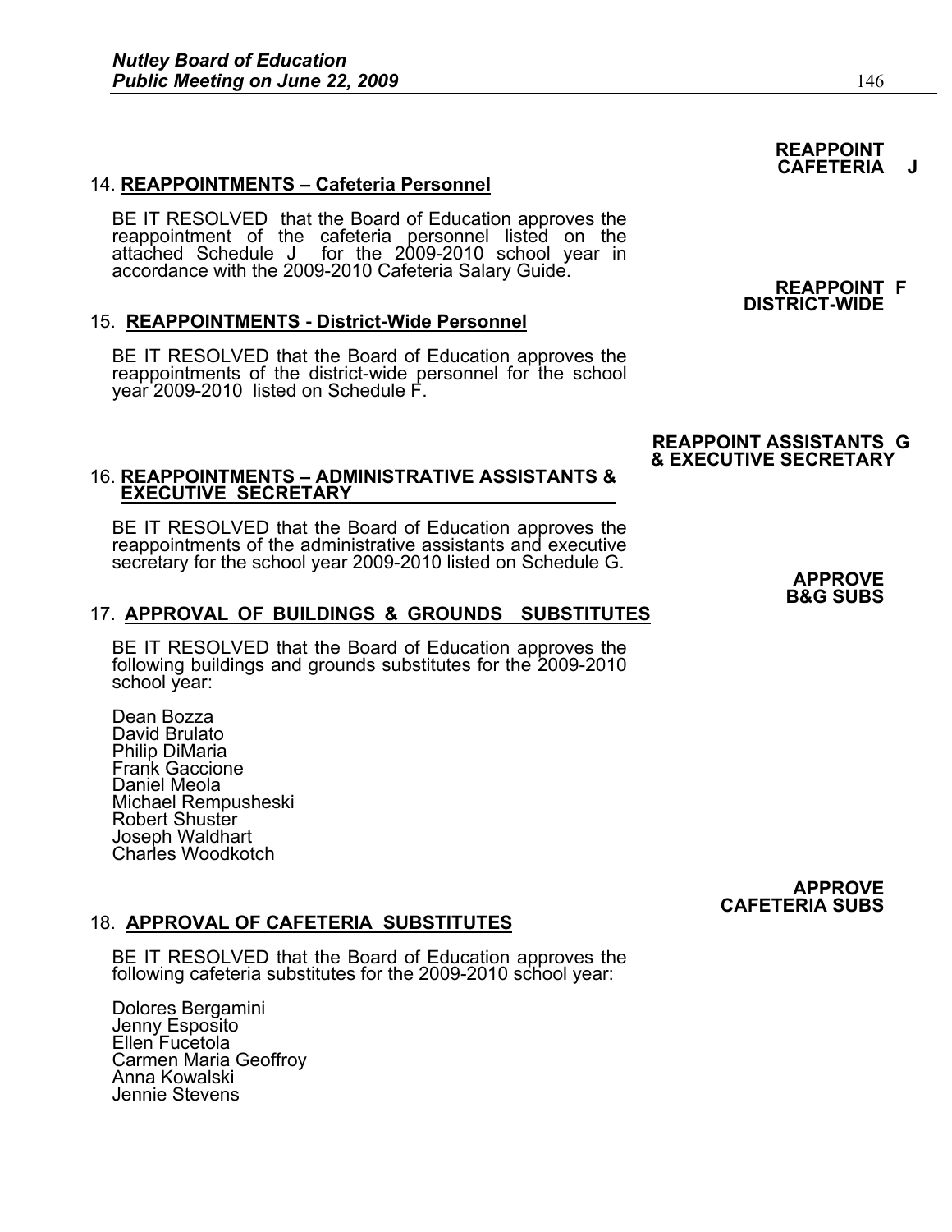**REAPPOINT CAFETERIA J**

14. **REAPPOINTMENTS – Cafeteria Personnel**

BE IT RESOLVED that the Board of Education approves the reappointment of the cafeteria personnel listed on the attached Schedule J for the 2009-2010 school year in accordance with the 2009-2010 Cafeteria Salary Guide.

**REAPPOINT F DISTRICT-WIDE**

15. **REAPPOINTMENTS - District-Wide Personnel**

BE IT RESOLVED that the Board of Education approves the reappointments of the district-wide personnel for the school year 2009-2010 listed on Schedule F.

**REAPPOINT ASSISTANTS G & EXECUTIVE SECRETARY**

16. **REAPPOINTMENTS – ADMINISTRATIVE ASSISTANTS & EXECUTIVE SECRETARY**

BE IT RESOLVED that the Board of Education approves the reappointments of the administrative assistants and executive secretary for the school year 2009-2010 listed on Schedule G.

**APPROVE B&G SUBS**

17. **APPROVAL OF BUILDINGS & GROUNDS SUBSTITUTES**

BE IT RESOLVED that the Board of Education approves the following buildings and grounds substitutes for the 2009-2010 school year:

Dean Bozza
David Brulato
Philip DiMaria
Frank Gaccione
Daniel Meola
Michael Rempusheski
Robert Shuster
Joseph Waldhart
Charles Woodkotch

**APPROVE CAFETERIA SUBS**

18. **APPROVAL OF CAFETERIA SUBSTITUTES**

BE IT RESOLVED that the Board of Education approves the following cafeteria substitutes for the 2009-2010 school year:

Dolores Bergamini
Jenny Esposito
Ellen Fucetola
Carmen Maria Geoffroy
Anna Kowalski
Jennie Stevens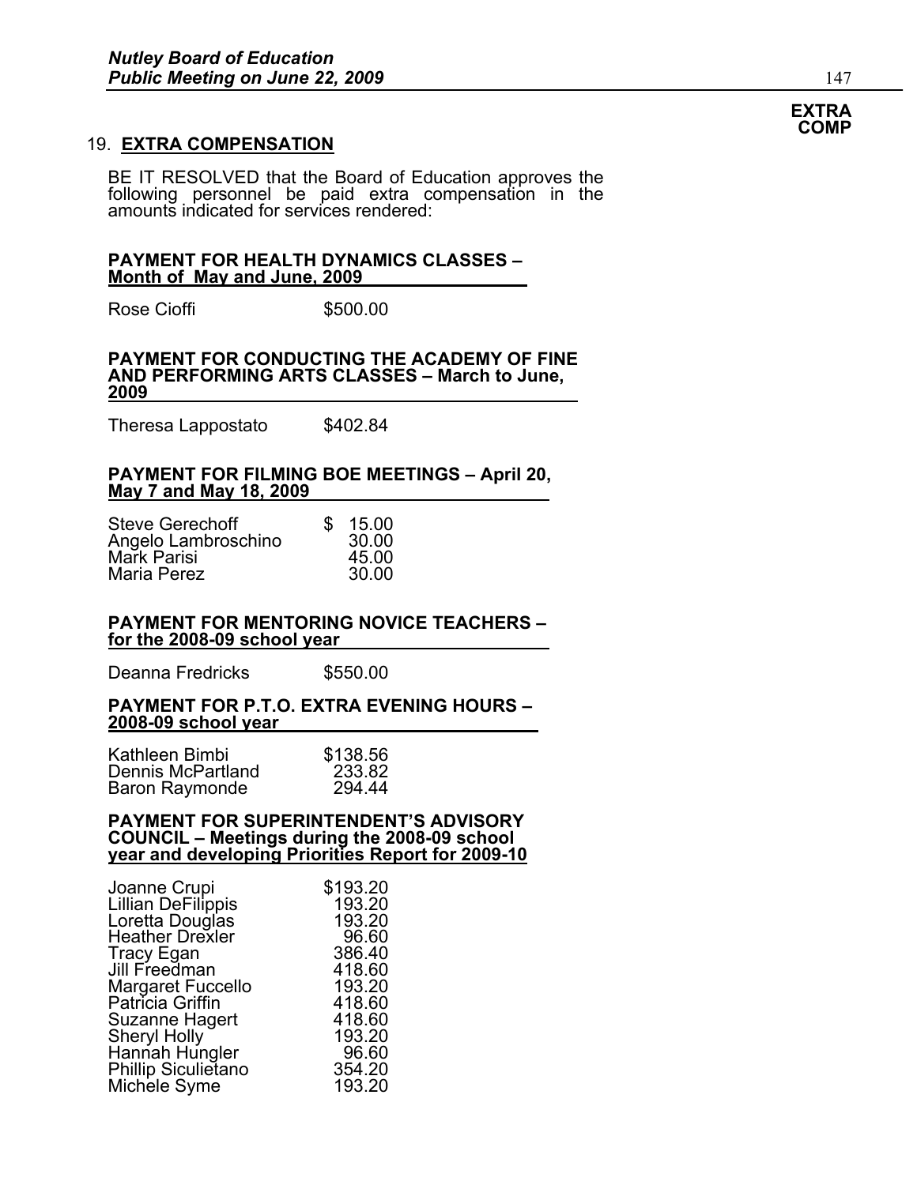**EXTRA COMP**

## 19. EXTRA COMPENSATION

BE IT RESOLVED that the Board of Education approves the following personnel be paid extra compensation in the amounts indicated for services rendered:

**PAYMENT FOR HEALTH DYNAMICS CLASSES – Month of May and June, 2009**

| | |
|---|---|
| Rose Cioffi | $500.00 |

**PAYMENT FOR CONDUCTING THE ACADEMY OF FINE AND PERFORMING ARTS CLASSES – March to June, 2009**

| | |
|---|---|
| Theresa Lappostato | $402.84 |

**PAYMENT FOR FILMING BOE MEETINGS – April 20, May 7 and May 18, 2009**

| | |
|---|---|
| Steve Gerechoff | $ 15.00 |
| Angelo Lambroschino | 30.00 |
| Mark Parisi | 45.00 |
| Maria Perez | 30.00 |

**PAYMENT FOR MENTORING NOVICE TEACHERS – for the 2008-09 school year**

| | |
|---|---|
| Deanna Fredricks | $550.00 |

**PAYMENT FOR P.T.O. EXTRA EVENING HOURS – 2008-09 school year**

| | |
|---|---|
| Kathleen Bimbi | $138.56 |
| Dennis McPartland | 233.82 |
| Baron Raymonde | 294.44 |

**PAYMENT FOR SUPERINTENDENT'S ADVISORY COUNCIL – Meetings during the 2008-09 school year and developing Priorities Report for 2009-10**

| | |
|---|---|
| Joanne Crupi | $193.20 |
| Lillian DeFilippis | 193.20 |
| Loretta Douglas | 193.20 |
| Heather Drexler | 96.60 |
| Tracy Egan | 386.40 |
| Jill Freedman | 418.60 |
| Margaret Fuccello | 193.20 |
| Patricia Griffin | 418.60 |
| Suzanne Hagert | 418.60 |
| Sheryl Holly | 193.20 |
| Hannah Hungler | 96.60 |
| Phillip Siculietano | 354.20 |
| Michele Syme | 193.20 |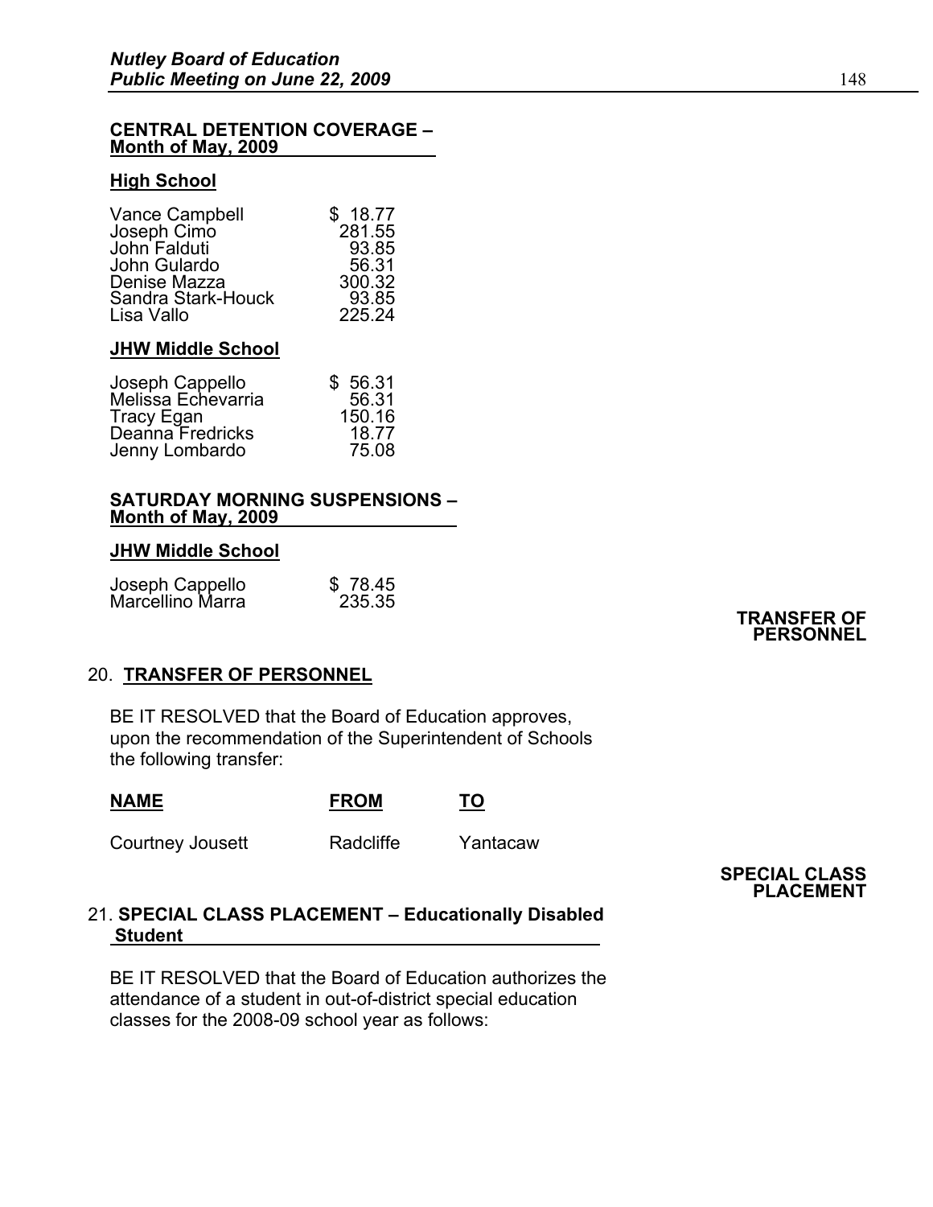**CENTRAL DETENTION COVERAGE – Month of May, 2009**

**High School**

| | |
|---|---|
| Vance Campbell | $ 18.77 |
| Joseph Cimo | 281.55 |
| John Falduti | 93.85 |
| John Gulardo | 56.31 |
| Denise Mazza | 300.32 |
| Sandra Stark-Houck | 93.85 |
| Lisa Vallo | 225.24 |

**JHW Middle School**

| | |
|---|---|
| Joseph Cappello | $ 56.31 |
| Melissa Echevarria | 56.31 |
| Tracy Egan | 150.16 |
| Deanna Fredricks | 18.77 |
| Jenny Lombardo | 75.08 |

**SATURDAY MORNING SUSPENSIONS – Month of May, 2009**

**JHW Middle School**

| | |
|---|---|
| Joseph Cappello | $ 78.45 |
| Marcellino Marra | 235.35 |

**TRANSFER OF PERSONNEL**

20. **TRANSFER OF PERSONNEL**

BE IT RESOLVED that the Board of Education approves, upon the recommendation of the Superintendent of Schools the following transfer:

| NAME | FROM | TO |
|---|---|---|
| Courtney Jousett | Radcliffe | Yantacaw |

**SPECIAL CLASS PLACEMENT**

21. **SPECIAL CLASS PLACEMENT – Educationally Disabled Student**

BE IT RESOLVED that the Board of Education authorizes the attendance of a student in out-of-district special education classes for the 2008-09 school year as follows: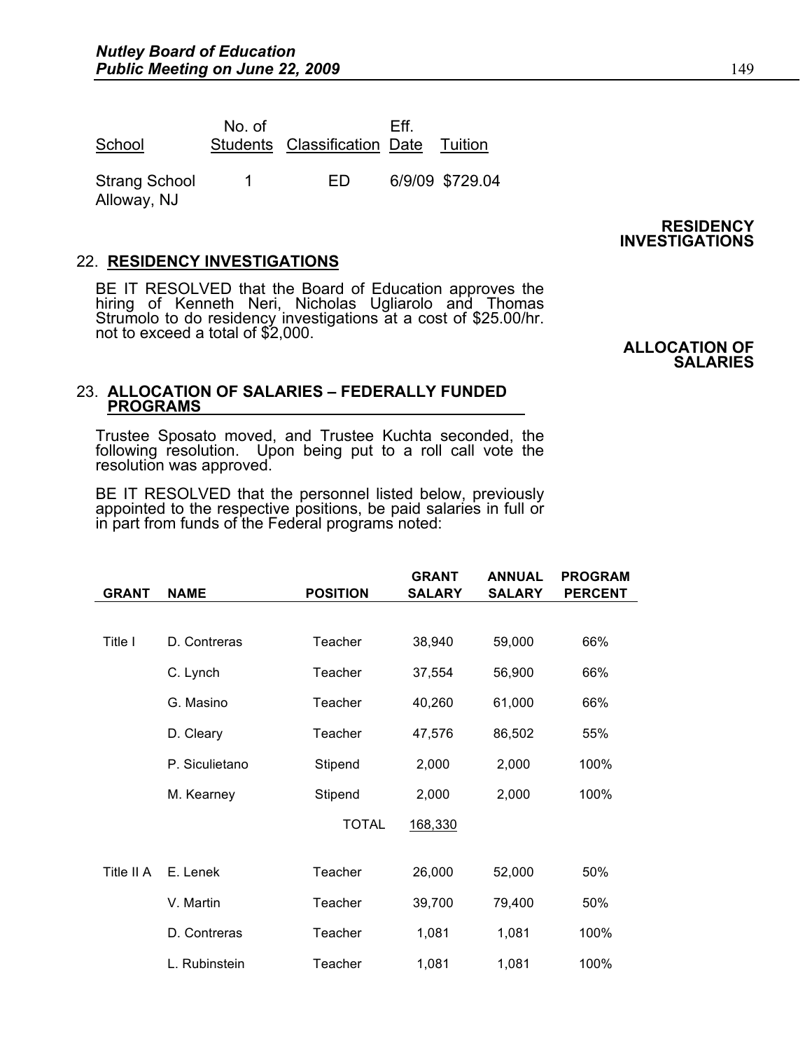| School | No. of Students | Classification | Eff. Date | Tuition |
|---|---|---|---|---|
| Strang School Alloway, NJ | 1 | ED | 6/9/09 | $729.04 |

**RESIDENCY INVESTIGATIONS**

## 22. RESIDENCY INVESTIGATIONS

BE IT RESOLVED that the Board of Education approves the hiring of Kenneth Neri, Nicholas Ugliarolo and Thomas Strumolo to do residency investigations at a cost of $25.00/hr. not to exceed a total of $2,000.

**ALLOCATION OF SALARIES**

## 23. ALLOCATION OF SALARIES – FEDERALLY FUNDED PROGRAMS

Trustee Sposato moved, and Trustee Kuchta seconded, the following resolution. Upon being put to a roll call vote the resolution was approved.

BE IT RESOLVED that the personnel listed below, previously appointed to the respective positions, be paid salaries in full or in part from funds of the Federal programs noted:

| GRANT | NAME | POSITION | GRANT SALARY | ANNUAL SALARY | PROGRAM PERCENT |
|---|---|---|---|---|---|
| Title I | D. Contreras | Teacher | 38,940 | 59,000 | 66% |
| | C. Lynch | Teacher | 37,554 | 56,900 | 66% |
| | G. Masino | Teacher | 40,260 | 61,000 | 66% |
| | D. Cleary | Teacher | 47,576 | 86,502 | 55% |
| | P. Siculietano | Stipend | 2,000 | 2,000 | 100% |
| | M. Kearney | Stipend | 2,000 | 2,000 | 100% |
| | | TOTAL | 168,330 | | |
| Title II A | E. Lenek | Teacher | 26,000 | 52,000 | 50% |
| | V. Martin | Teacher | 39,700 | 79,400 | 50% |
| | D. Contreras | Teacher | 1,081 | 1,081 | 100% |
| | L. Rubinstein | Teacher | 1,081 | 1,081 | 100% |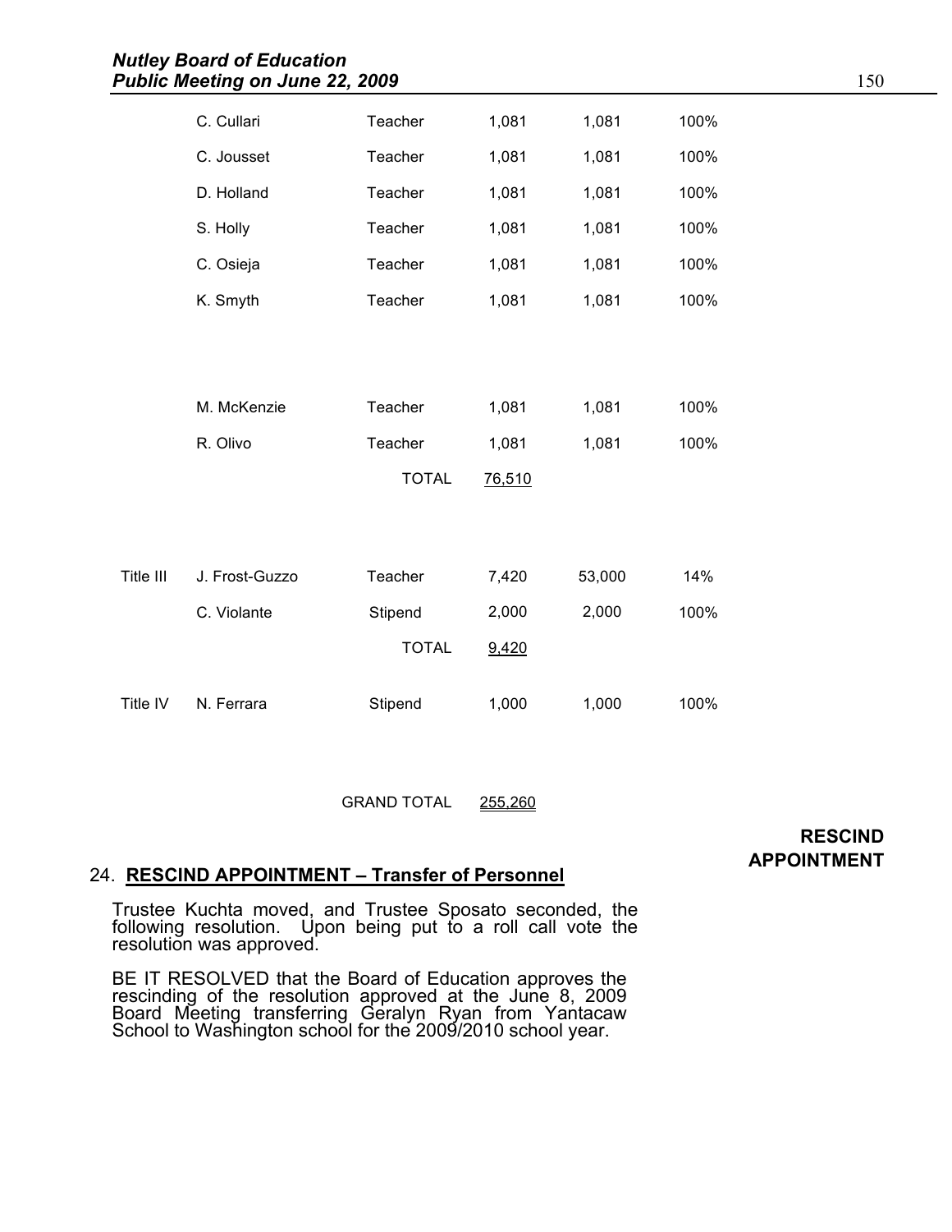| | | | | | |
|---|---|---|---|---|---|
| | C. Cullari | Teacher | 1,081 | 1,081 | 100% |
| | C. Jousset | Teacher | 1,081 | 1,081 | 100% |
| | D. Holland | Teacher | 1,081 | 1,081 | 100% |
| | S. Holly | Teacher | 1,081 | 1,081 | 100% |
| | C. Osieja | Teacher | 1,081 | 1,081 | 100% |
| | K. Smyth | Teacher | 1,081 | 1,081 | 100% |
| | M. McKenzie | Teacher | 1,081 | 1,081 | 100% |
| | R. Olivo | Teacher | 1,081 | 1,081 | 100% |
| | | TOTAL | 76,510 | | |
| Title III | J. Frost-Guzzo | Teacher | 7,420 | 53,000 | 14% |
| | C. Violante | Stipend | 2,000 | 2,000 | 100% |
| | | TOTAL | 9,420 | | |
| Title IV | N. Ferrara | Stipend | 1,000 | 1,000 | 100% |
| | | GRAND TOTAL | 255,260 | | |

**RESCIND APPOINTMENT**

## 24. RESCIND APPOINTMENT – Transfer of Personnel

Trustee Kuchta moved, and Trustee Sposato seconded, the following resolution. Upon being put to a roll call vote the resolution was approved.

BE IT RESOLVED that the Board of Education approves the rescinding of the resolution approved at the June 8, 2009 Board Meeting transferring Geralyn Ryan from Yantacaw School to Washington school for the 2009/2010 school year.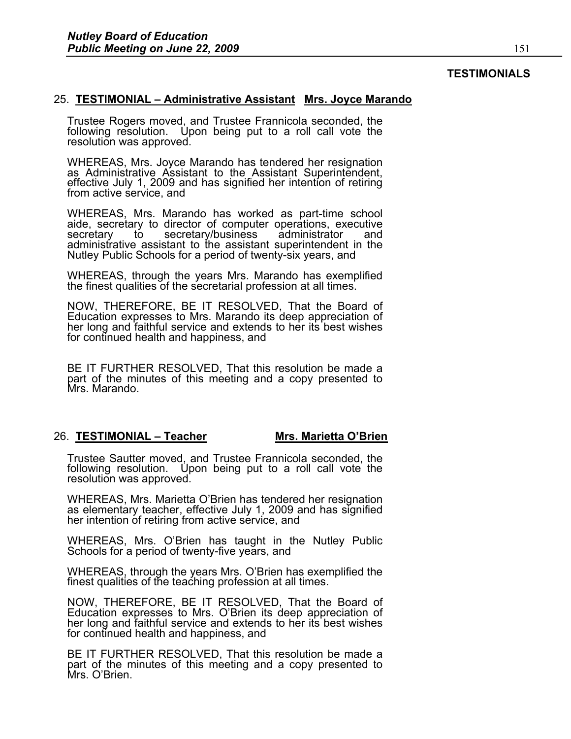**TESTIMONIALS**

25. **TESTIMONIAL – Administrative Assistant Mrs. Joyce Marando**

Trustee Rogers moved, and Trustee Frannicola seconded, the following resolution. Upon being put to a roll call vote the resolution was approved.

WHEREAS, Mrs. Joyce Marando has tendered her resignation as Administrative Assistant to the Assistant Superintendent, effective July 1, 2009 and has signified her intention of retiring from active service, and

WHEREAS, Mrs. Marando has worked as part-time school aide, secretary to director of computer operations, executive secretary to secretary/business administrator and administrative assistant to the assistant superintendent in the Nutley Public Schools for a period of twenty-six years, and

WHEREAS, through the years Mrs. Marando has exemplified the finest qualities of the secretarial profession at all times.

NOW, THEREFORE, BE IT RESOLVED, That the Board of Education expresses to Mrs. Marando its deep appreciation of her long and faithful service and extends to her its best wishes for continued health and happiness, and

BE IT FURTHER RESOLVED, That this resolution be made a part of the minutes of this meeting and a copy presented to Mrs. Marando.

26. **TESTIMONIAL – Teacher Mrs. Marietta O'Brien**

Trustee Sautter moved, and Trustee Frannicola seconded, the following resolution. Upon being put to a roll call vote the resolution was approved.

WHEREAS, Mrs. Marietta O'Brien has tendered her resignation as elementary teacher, effective July 1, 2009 and has signified her intention of retiring from active service, and

WHEREAS, Mrs. O'Brien has taught in the Nutley Public Schools for a period of twenty-five years, and

WHEREAS, through the years Mrs. O'Brien has exemplified the finest qualities of the teaching profession at all times.

NOW, THEREFORE, BE IT RESOLVED, That the Board of Education expresses to Mrs. O'Brien its deep appreciation of her long and faithful service and extends to her its best wishes for continued health and happiness, and

BE IT FURTHER RESOLVED, That this resolution be made a part of the minutes of this meeting and a copy presented to Mrs. O'Brien.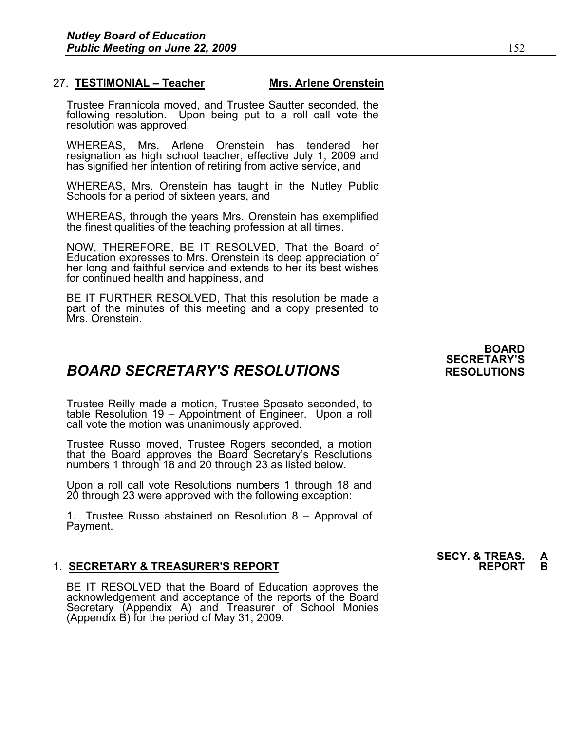27. **TESTIMONIAL – Teacher** **Mrs. Arlene Orenstein**

Trustee Frannicola moved, and Trustee Sautter seconded, the following resolution. Upon being put to a roll call vote the resolution was approved.

WHEREAS, Mrs. Arlene Orenstein has tendered her resignation as high school teacher, effective July 1, 2009 and has signified her intention of retiring from active service, and

WHEREAS, Mrs. Orenstein has taught in the Nutley Public Schools for a period of sixteen years, and

WHEREAS, through the years Mrs. Orenstein has exemplified the finest qualities of the teaching profession at all times.

NOW, THEREFORE, BE IT RESOLVED, That the Board of Education expresses to Mrs. Orenstein its deep appreciation of her long and faithful service and extends to her its best wishes for continued health and happiness, and

BE IT FURTHER RESOLVED, That this resolution be made a part of the minutes of this meeting and a copy presented to Mrs. Orenstein.

## *BOARD SECRETARY'S RESOLUTIONS*

**BOARD SECRETARY'S RESOLUTIONS**

Trustee Reilly made a motion, Trustee Sposato seconded, to table Resolution 19 – Appointment of Engineer. Upon a roll call vote the motion was unanimously approved.

Trustee Russo moved, Trustee Rogers seconded, a motion that the Board approves the Board Secretary's Resolutions numbers 1 through 18 and 20 through 23 as listed below.

Upon a roll call vote Resolutions numbers 1 through 18 and 20 through 23 were approved with the following exception:

1. Trustee Russo abstained on Resolution 8 – Approval of Payment.

1. **SECRETARY & TREASURER'S REPORT**

**SECY. & TREAS. REPORT A B**

BE IT RESOLVED that the Board of Education approves the acknowledgement and acceptance of the reports of the Board Secretary (Appendix A) and Treasurer of School Monies (Appendix B) for the period of May 31, 2009.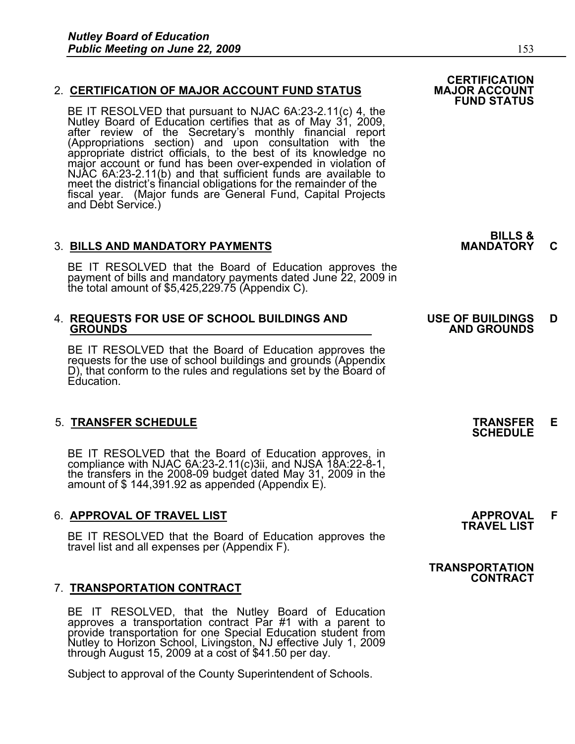2. **CERTIFICATION OF MAJOR ACCOUNT FUND STATUS**

**CERTIFICATION MAJOR ACCOUNT FUND STATUS**

BE IT RESOLVED that pursuant to NJAC 6A:23-2.11(c) 4, the Nutley Board of Education certifies that as of May 31, 2009, after review of the Secretary's monthly financial report (Appropriations section) and upon consultation with the appropriate district officials, to the best of its knowledge no major account or fund has been over-expended in violation of NJAC 6A:23-2.11(b) and that sufficient funds are available to meet the district's financial obligations for the remainder of the fiscal year. (Major funds are General Fund, Capital Projects and Debt Service.)

3. **BILLS AND MANDATORY PAYMENTS**

**BILLS & MANDATORY C**

BE IT RESOLVED that the Board of Education approves the payment of bills and mandatory payments dated June 22, 2009 in the total amount of $5,425,229.75 (Appendix C).

4. **REQUESTS FOR USE OF SCHOOL BUILDINGS AND GROUNDS**

**USE OF BUILDINGS AND GROUNDS D**

BE IT RESOLVED that the Board of Education approves the requests for the use of school buildings and grounds (Appendix D), that conform to the rules and regulations set by the Board of Education.

5. **TRANSFER SCHEDULE**

**TRANSFER SCHEDULE E**

BE IT RESOLVED that the Board of Education approves, in compliance with NJAC 6A:23-2.11(c)3ii, and NJSA 18A:22-8-1, the transfers in the 2008-09 budget dated May 31, 2009 in the amount of $ 144,391.92 as appended (Appendix E).

6. **APPROVAL OF TRAVEL LIST**

**APPROVAL TRAVEL LIST F**

BE IT RESOLVED that the Board of Education approves the travel list and all expenses per (Appendix F).

7. **TRANSPORTATION CONTRACT**

**TRANSPORTATION CONTRACT**

BE IT RESOLVED, that the Nutley Board of Education approves a transportation contract Par #1 with a parent to provide transportation for one Special Education student from Nutley to Horizon School, Livingston, NJ effective July 1, 2009 through August 15, 2009 at a cost of $41.50 per day.

Subject to approval of the County Superintendent of Schools.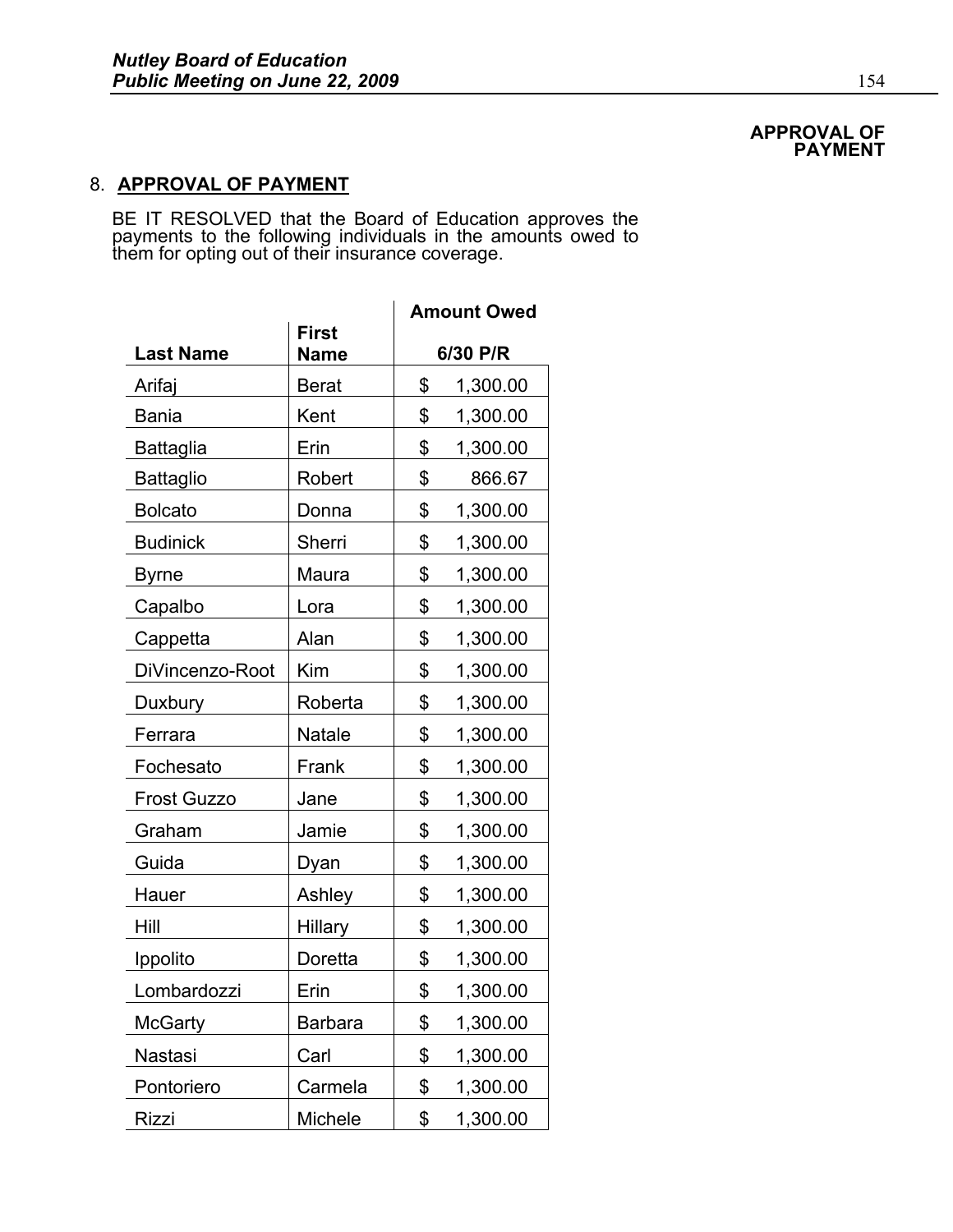**APPROVAL OF PAYMENT**

## 8. APPROVAL OF PAYMENT

BE IT RESOLVED that the Board of Education approves the payments to the following individuals in the amounts owed to them for opting out of their insurance coverage.

| Last Name | First Name | Amount Owed 6/30 P/R |
|---|---|---|
| Arifaj | Berat | $ 1,300.00 |
| Bania | Kent | $ 1,300.00 |
| Battaglia | Erin | $ 1,300.00 |
| Battaglio | Robert | $ 866.67 |
| Bolcato | Donna | $ 1,300.00 |
| Budinick | Sherri | $ 1,300.00 |
| Byrne | Maura | $ 1,300.00 |
| Capalbo | Lora | $ 1,300.00 |
| Cappetta | Alan | $ 1,300.00 |
| DiVincenzo-Root | Kim | $ 1,300.00 |
| Duxbury | Roberta | $ 1,300.00 |
| Ferrara | Natale | $ 1,300.00 |
| Fochesato | Frank | $ 1,300.00 |
| Frost Guzzo | Jane | $ 1,300.00 |
| Graham | Jamie | $ 1,300.00 |
| Guida | Dyan | $ 1,300.00 |
| Hauer | Ashley | $ 1,300.00 |
| Hill | Hillary | $ 1,300.00 |
| Ippolito | Doretta | $ 1,300.00 |
| Lombardozzi | Erin | $ 1,300.00 |
| McGarty | Barbara | $ 1,300.00 |
| Nastasi | Carl | $ 1,300.00 |
| Pontoriero | Carmela | $ 1,300.00 |
| Rizzi | Michele | $ 1,300.00 |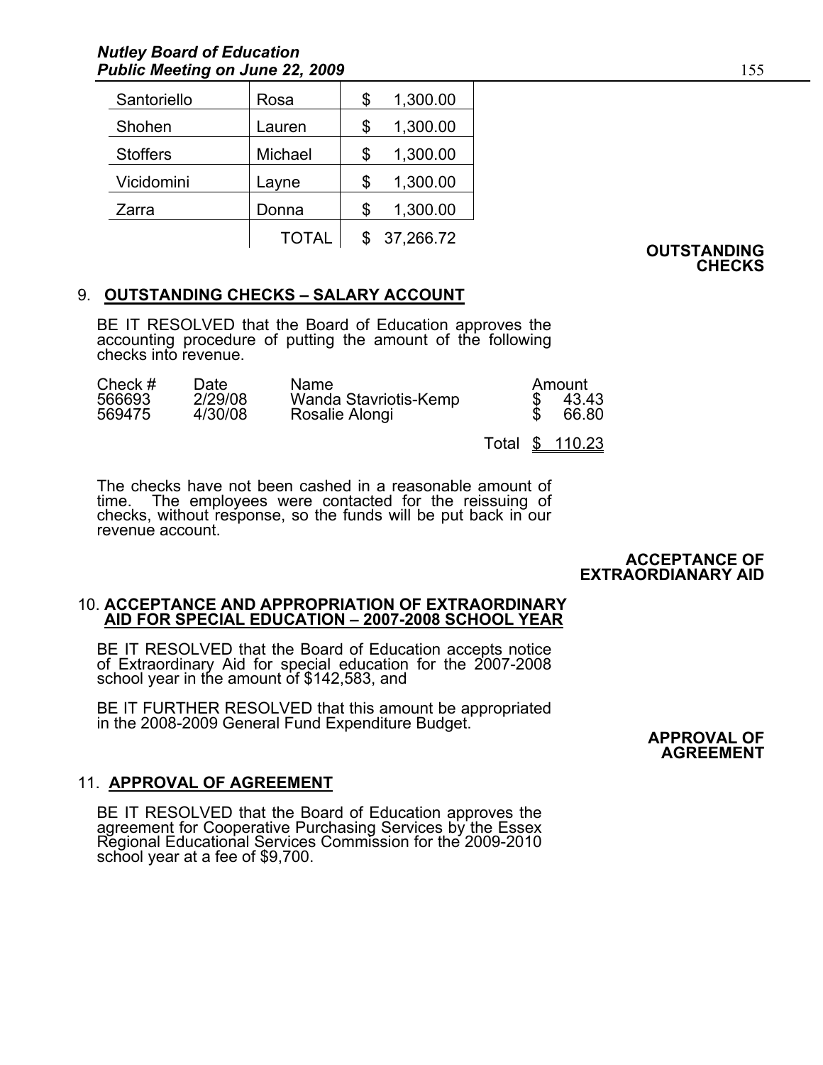| Santoriello | Rosa | $ 1,300.00 |
|---|---|---|
| Shohen | Lauren | $ 1,300.00 |
| Stoffers | Michael | $ 1,300.00 |
| Vicidomini | Layne | $ 1,300.00 |
| Zarra | Donna | $ 1,300.00 |
| | TOTAL | $ 37,266.72 |

**OUTSTANDING CHECKS**

9. **OUTSTANDING CHECKS – SALARY ACCOUNT**

BE IT RESOLVED that the Board of Education approves the accounting procedure of putting the amount of the following checks into revenue.

| Check # | Date | Name | Amount |
|---|---|---|---|
| 566693 | 2/29/08 | Wanda Stavriotis-Kemp | $ 43.43 |
| 569475 | 4/30/08 | Rosalie Alongi | $ 66.80 |
| | | Total | $ 110.23 |

The checks have not been cashed in a reasonable amount of time. The employees were contacted for the reissuing of checks, without response, so the funds will be put back in our revenue account.

**ACCEPTANCE OF EXTRAORDIANARY AID**

10. **ACCEPTANCE AND APPROPRIATION OF EXTRAORDINARY AID FOR SPECIAL EDUCATION – 2007-2008 SCHOOL YEAR**

BE IT RESOLVED that the Board of Education accepts notice of Extraordinary Aid for special education for the 2007-2008 school year in the amount of $142,583, and

BE IT FURTHER RESOLVED that this amount be appropriated in the 2008-2009 General Fund Expenditure Budget.

**APPROVAL OF AGREEMENT**

11. **APPROVAL OF AGREEMENT**

BE IT RESOLVED that the Board of Education approves the agreement for Cooperative Purchasing Services by the Essex Regional Educational Services Commission for the 2009-2010 school year at a fee of $9,700.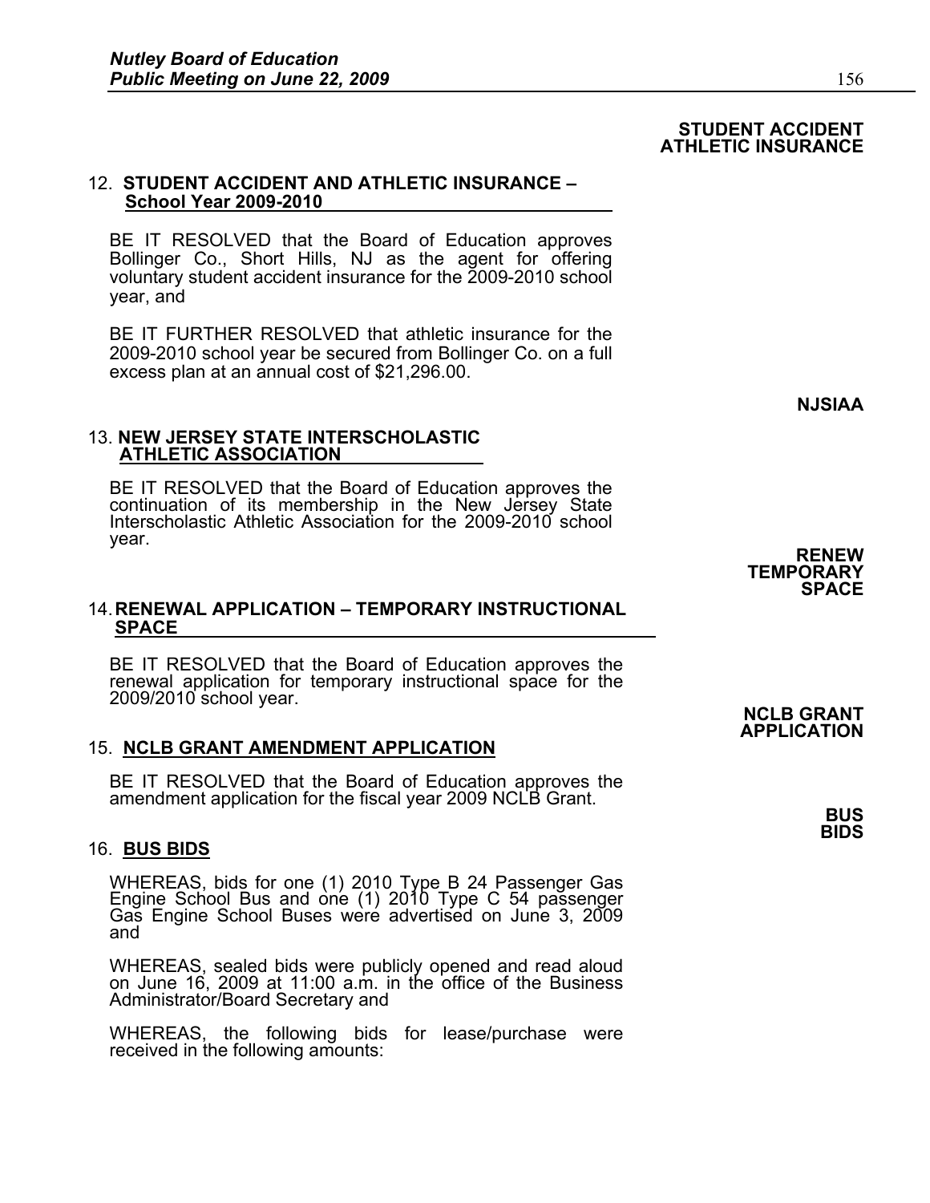**STUDENT ACCIDENT ATHLETIC INSURANCE**

12. **STUDENT ACCIDENT AND ATHLETIC INSURANCE – School Year 2009-2010**

BE IT RESOLVED that the Board of Education approves Bollinger Co., Short Hills, NJ as the agent for offering voluntary student accident insurance for the 2009-2010 school year, and

BE IT FURTHER RESOLVED that athletic insurance for the 2009-2010 school year be secured from Bollinger Co. on a full excess plan at an annual cost of $21,296.00.

**NJSIAA**

13. **NEW JERSEY STATE INTERSCHOLASTIC ATHLETIC ASSOCIATION**

BE IT RESOLVED that the Board of Education approves the continuation of its membership in the New Jersey State Interscholastic Athletic Association for the 2009-2010 school year.

**RENEW TEMPORARY SPACE**

14. **RENEWAL APPLICATION – TEMPORARY INSTRUCTIONAL SPACE**

BE IT RESOLVED that the Board of Education approves the renewal application for temporary instructional space for the 2009/2010 school year.

**NCLB GRANT APPLICATION**

15. **NCLB GRANT AMENDMENT APPLICATION**

BE IT RESOLVED that the Board of Education approves the amendment application for the fiscal year 2009 NCLB Grant.

**BUS BIDS**

16. **BUS BIDS**

WHEREAS, bids for one (1) 2010 Type B 24 Passenger Gas Engine School Bus and one (1) 2010 Type C 54 passenger Gas Engine School Buses were advertised on June 3, 2009 and

WHEREAS, sealed bids were publicly opened and read aloud on June 16, 2009 at 11:00 a.m. in the office of the Business Administrator/Board Secretary and

WHEREAS, the following bids for lease/purchase were received in the following amounts: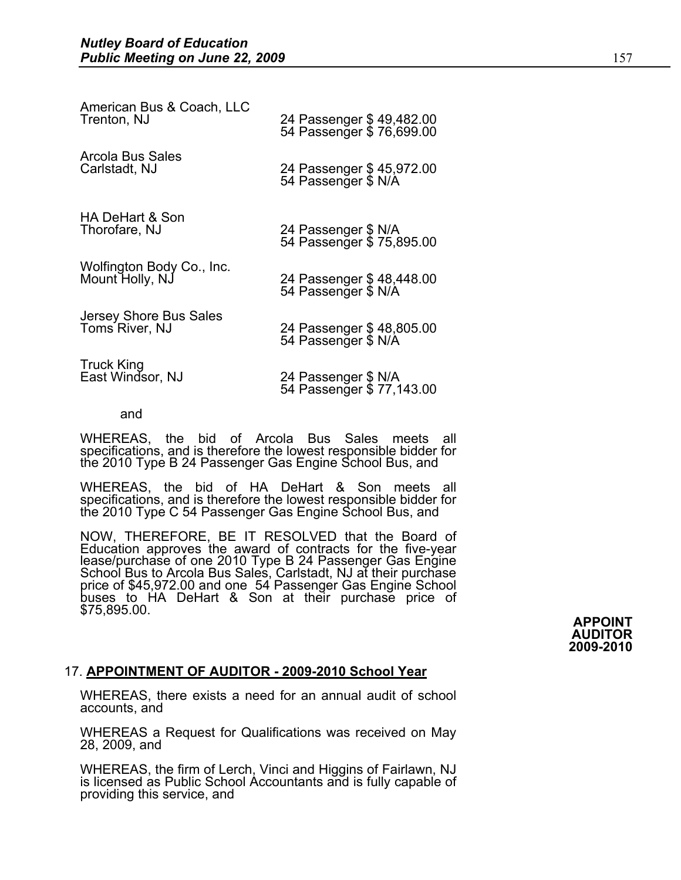American Bus & Coach, LLC
Trenton, NJ — 24 Passenger $ 49,482.00
54 Passenger $ 76,699.00

Arcola Bus Sales
Carlstadt, NJ — 24 Passenger $ 45,972.00
54 Passenger $ N/A

HA DeHart & Son
Thorofare, NJ — 24 Passenger $ N/A
54 Passenger $ 75,895.00

Wolfington Body Co., Inc.
Mount Holly, NJ — 24 Passenger $ 48,448.00
54 Passenger $ N/A

Jersey Shore Bus Sales
Toms River, NJ — 24 Passenger $ 48,805.00
54 Passenger $ N/A

Truck King
East Windsor, NJ — 24 Passenger $ N/A
54 Passenger $ 77,143.00

and

WHEREAS, the bid of Arcola Bus Sales meets all specifications, and is therefore the lowest responsible bidder for the 2010 Type B 24 Passenger Gas Engine School Bus, and

WHEREAS, the bid of HA DeHart & Son meets all specifications, and is therefore the lowest responsible bidder for the 2010 Type C 54 Passenger Gas Engine School Bus, and

NOW, THEREFORE, BE IT RESOLVED that the Board of Education approves the award of contracts for the five-year lease/purchase of one 2010 Type B 24 Passenger Gas Engine School Bus to Arcola Bus Sales, Carlstadt, NJ at their purchase price of $45,972.00 and one 54 Passenger Gas Engine School buses to HA DeHart & Son at their purchase price of $75,895.00.

**APPOINT AUDITOR 2009-2010**

17. **APPOINTMENT OF AUDITOR - 2009-2010 School Year**

WHEREAS, there exists a need for an annual audit of school accounts, and

WHEREAS a Request for Qualifications was received on May 28, 2009, and

WHEREAS, the firm of Lerch, Vinci and Higgins of Fairlawn, NJ is licensed as Public School Accountants and is fully capable of providing this service, and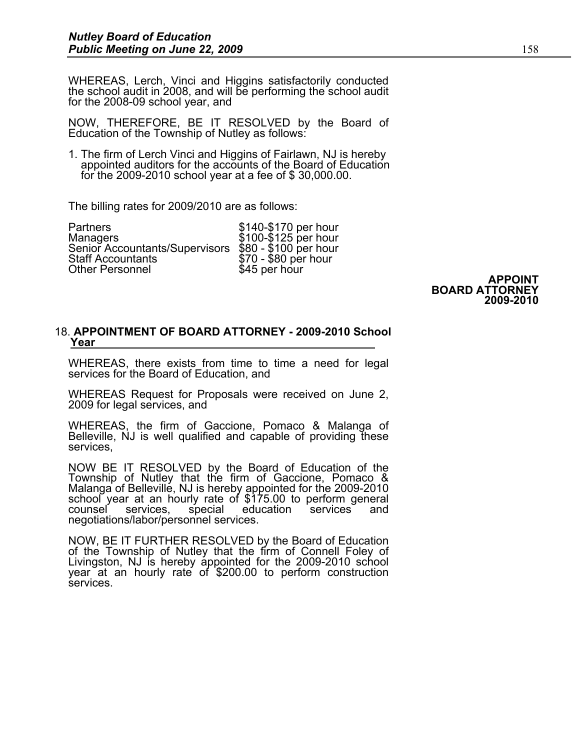WHEREAS, Lerch, Vinci and Higgins satisfactorily conducted the school audit in 2008, and will be performing the school audit for the 2008-09 school year, and

NOW, THEREFORE, BE IT RESOLVED by the Board of Education of the Township of Nutley as follows:

1. The firm of Lerch Vinci and Higgins of Fairlawn, NJ is hereby appointed auditors for the accounts of the Board of Education for the 2009-2010 school year at a fee of $ 30,000.00.

The billing rates for 2009/2010 are as follows:

| | |
|---|---|
| Partners | $140-$170 per hour |
| Managers | $100-$125 per hour |
| Senior Accountants/Supervisors | $80 - $100 per hour |
| Staff Accountants | $70 - $80 per hour |
| Other Personnel | $45 per hour |

**APPOINT BOARD ATTORNEY 2009-2010**

18. **APPOINTMENT OF BOARD ATTORNEY - 2009-2010 School Year**

WHEREAS, there exists from time to time a need for legal services for the Board of Education, and

WHEREAS Request for Proposals were received on June 2, 2009 for legal services, and

WHEREAS, the firm of Gaccione, Pomaco & Malanga of Belleville, NJ is well qualified and capable of providing these services,

NOW BE IT RESOLVED by the Board of Education of the Township of Nutley that the firm of Gaccione, Pomaco & Malanga of Belleville, NJ is hereby appointed for the 2009-2010 school year at an hourly rate of $175.00 to perform general counsel services, special education services and negotiations/labor/personnel services.

NOW, BE IT FURTHER RESOLVED by the Board of Education of the Township of Nutley that the firm of Connell Foley of Livingston, NJ is hereby appointed for the 2009-2010 school year at an hourly rate of $200.00 to perform construction services.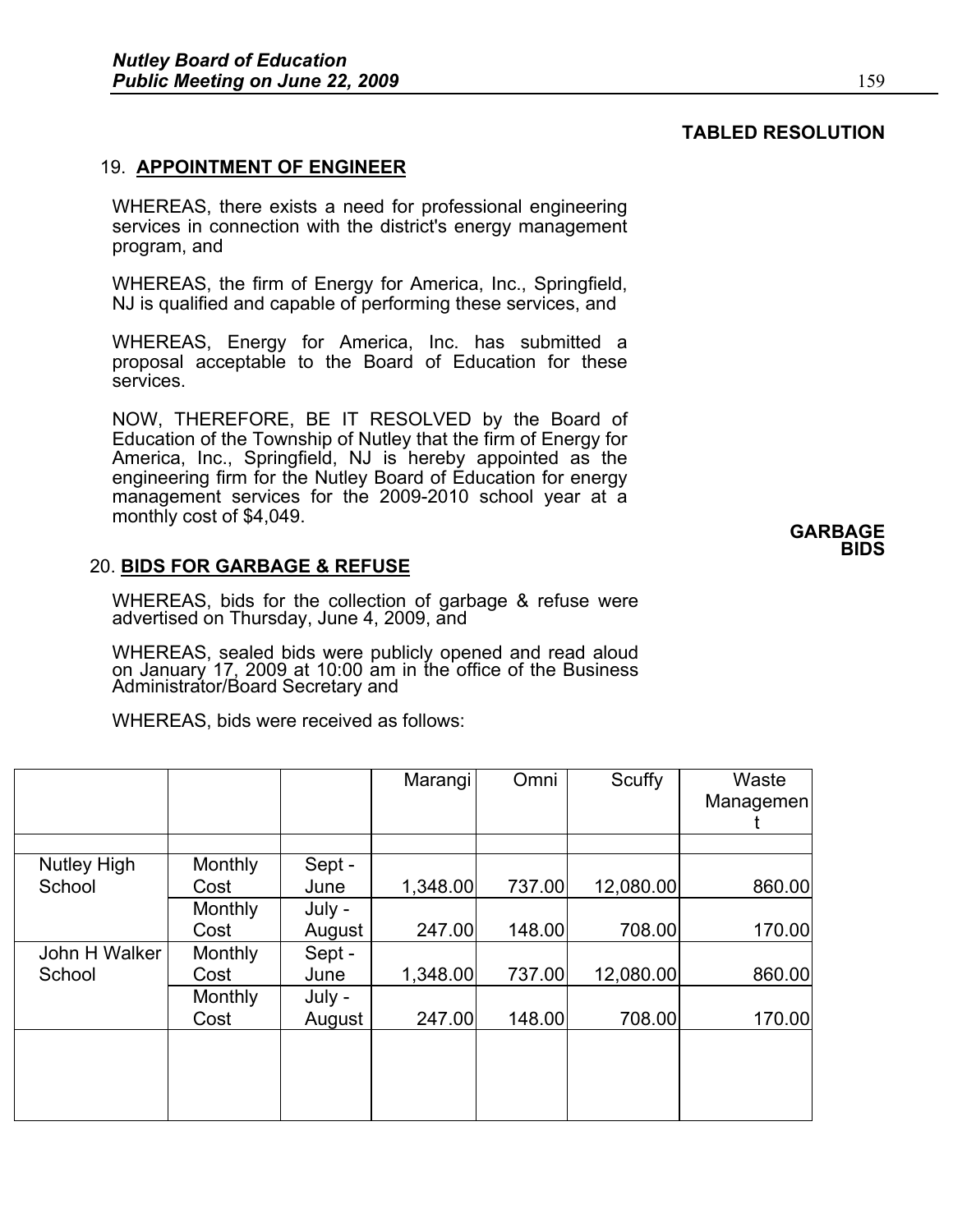**TABLED RESOLUTION**

19. **APPOINTMENT OF ENGINEER**

WHEREAS, there exists a need for professional engineering services in connection with the district's energy management program, and

WHEREAS, the firm of Energy for America, Inc., Springfield, NJ is qualified and capable of performing these services, and

WHEREAS, Energy for America, Inc. has submitted a proposal acceptable to the Board of Education for these services.

NOW, THEREFORE, BE IT RESOLVED by the Board of Education of the Township of Nutley that the firm of Energy for America, Inc., Springfield, NJ is hereby appointed as the engineering firm for the Nutley Board of Education for energy management services for the 2009-2010 school year at a monthly cost of $4,049.

**GARBAGE BIDS**

20. **BIDS FOR GARBAGE & REFUSE**

WHEREAS, bids for the collection of garbage & refuse were advertised on Thursday, June 4, 2009, and

WHEREAS, sealed bids were publicly opened and read aloud on January 17, 2009 at 10:00 am in the office of the Business Administrator/Board Secretary and

WHEREAS, bids were received as follows:

| | | | Marangi | Omni | Scuffy | Waste Management |
|---|---|---|---|---|---|---|
| | | | | | | |
| Nutley High School | Monthly Cost | Sept - June | 1,348.00 | 737.00 | 12,080.00 | 860.00 |
| | Monthly Cost | July - August | 247.00 | 148.00 | 708.00 | 170.00 |
| John H Walker School | Monthly Cost | Sept - June | 1,348.00 | 737.00 | 12,080.00 | 860.00 |
| | Monthly Cost | July - August | 247.00 | 148.00 | 708.00 | 170.00 |
| | | | | | | |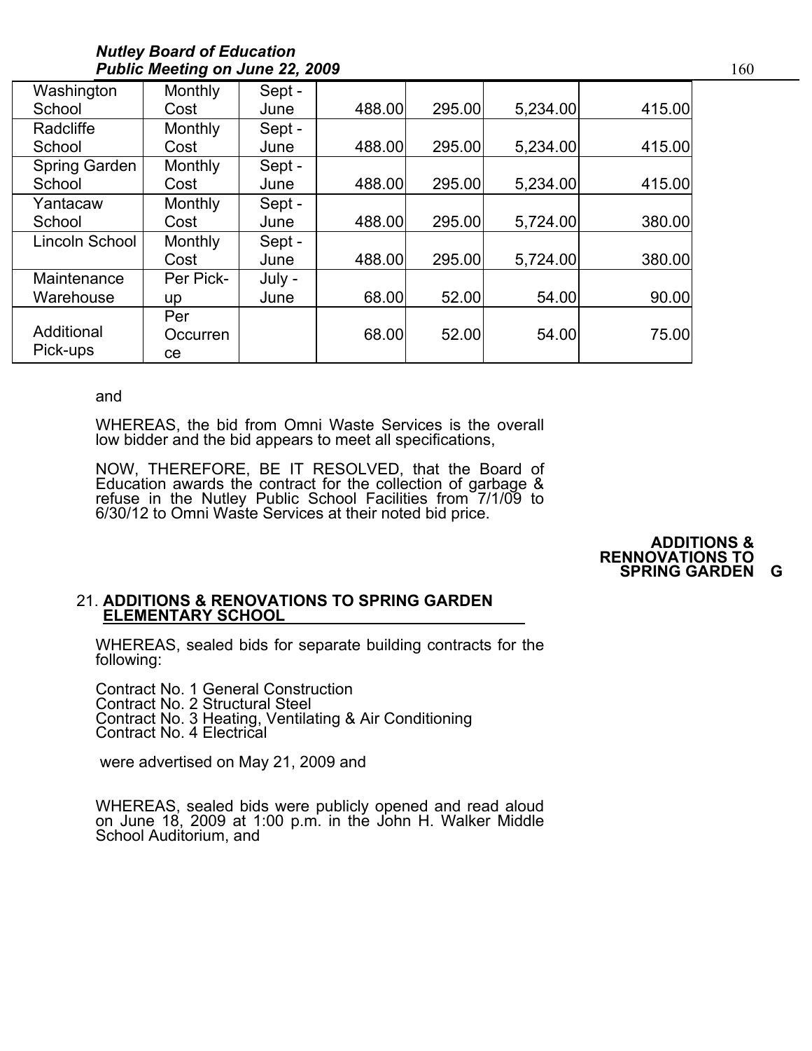| Washington School | Monthly Cost | Sept - June | 488.00 | 295.00 | 5,234.00 | 415.00 |
|---|---|---|---|---|---|---|
| Radcliffe School | Monthly Cost | Sept - June | 488.00 | 295.00 | 5,234.00 | 415.00 |
| Spring Garden School | Monthly Cost | Sept - June | 488.00 | 295.00 | 5,234.00 | 415.00 |
| Yantacaw School | Monthly Cost | Sept - June | 488.00 | 295.00 | 5,724.00 | 380.00 |
| Lincoln School | Monthly Cost | Sept - June | 488.00 | 295.00 | 5,724.00 | 380.00 |
| Maintenance Warehouse | Per Pick-up | July - June | 68.00 | 52.00 | 54.00 | 90.00 |
| Additional Pick-ups | Per Occurrence | | 68.00 | 52.00 | 54.00 | 75.00 |

and

WHEREAS, the bid from Omni Waste Services is the overall low bidder and the bid appears to meet all specifications,

NOW, THEREFORE, BE IT RESOLVED, that the Board of Education awards the contract for the collection of garbage & refuse in the Nutley Public School Facilities from 7/1/09 to 6/30/12 to Omni Waste Services at their noted bid price.

**ADDITIONS & RENNOVATIONS TO SPRING GARDEN G**

21. **ADDITIONS & RENOVATIONS TO SPRING GARDEN ELEMENTARY SCHOOL**

WHEREAS, sealed bids for separate building contracts for the following:

Contract No. 1 General Construction
Contract No. 2 Structural Steel
Contract No. 3 Heating, Ventilating & Air Conditioning
Contract No. 4 Electrical

were advertised on May 21, 2009 and

WHEREAS, sealed bids were publicly opened and read aloud on June 18, 2009 at 1:00 p.m. in the John H. Walker Middle School Auditorium, and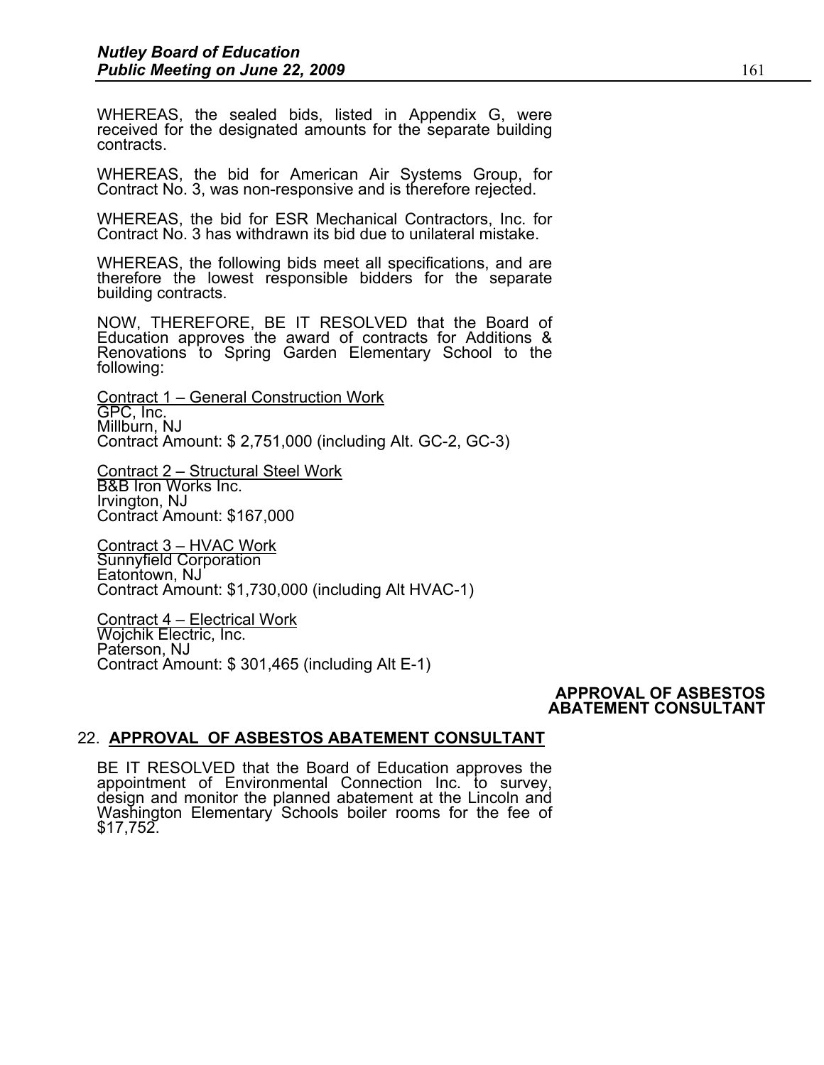WHEREAS, the sealed bids, listed in Appendix G, were received for the designated amounts for the separate building contracts.

WHEREAS, the bid for American Air Systems Group, for Contract No. 3, was non-responsive and is therefore rejected.

WHEREAS, the bid for ESR Mechanical Contractors, Inc. for Contract No. 3 has withdrawn its bid due to unilateral mistake.

WHEREAS, the following bids meet all specifications, and are therefore the lowest responsible bidders for the separate building contracts.

NOW, THEREFORE, BE IT RESOLVED that the Board of Education approves the award of contracts for Additions & Renovations to Spring Garden Elementary School to the following:

<u>Contract 1 – General Construction Work</u>
GPC, Inc.
Millburn, NJ
Contract Amount: $ 2,751,000 (including Alt. GC-2, GC-3)

<u>Contract 2 – Structural Steel Work</u>
B&B Iron Works Inc.
Irvington, NJ
Contract Amount: $167,000

<u>Contract 3 – HVAC Work</u>
Sunnyfield Corporation
Eatontown, NJ
Contract Amount: $1,730,000 (including Alt HVAC-1)

<u>Contract 4 – Electrical Work</u>
Wojchik Electric, Inc.
Paterson, NJ
Contract Amount: $ 301,465 (including Alt E-1)

**APPROVAL OF ASBESTOS ABATEMENT CONSULTANT**

## 22. APPROVAL OF ASBESTOS ABATEMENT CONSULTANT

BE IT RESOLVED that the Board of Education approves the appointment of Environmental Connection Inc. to survey, design and monitor the planned abatement at the Lincoln and Washington Elementary Schools boiler rooms for the fee of $17,752.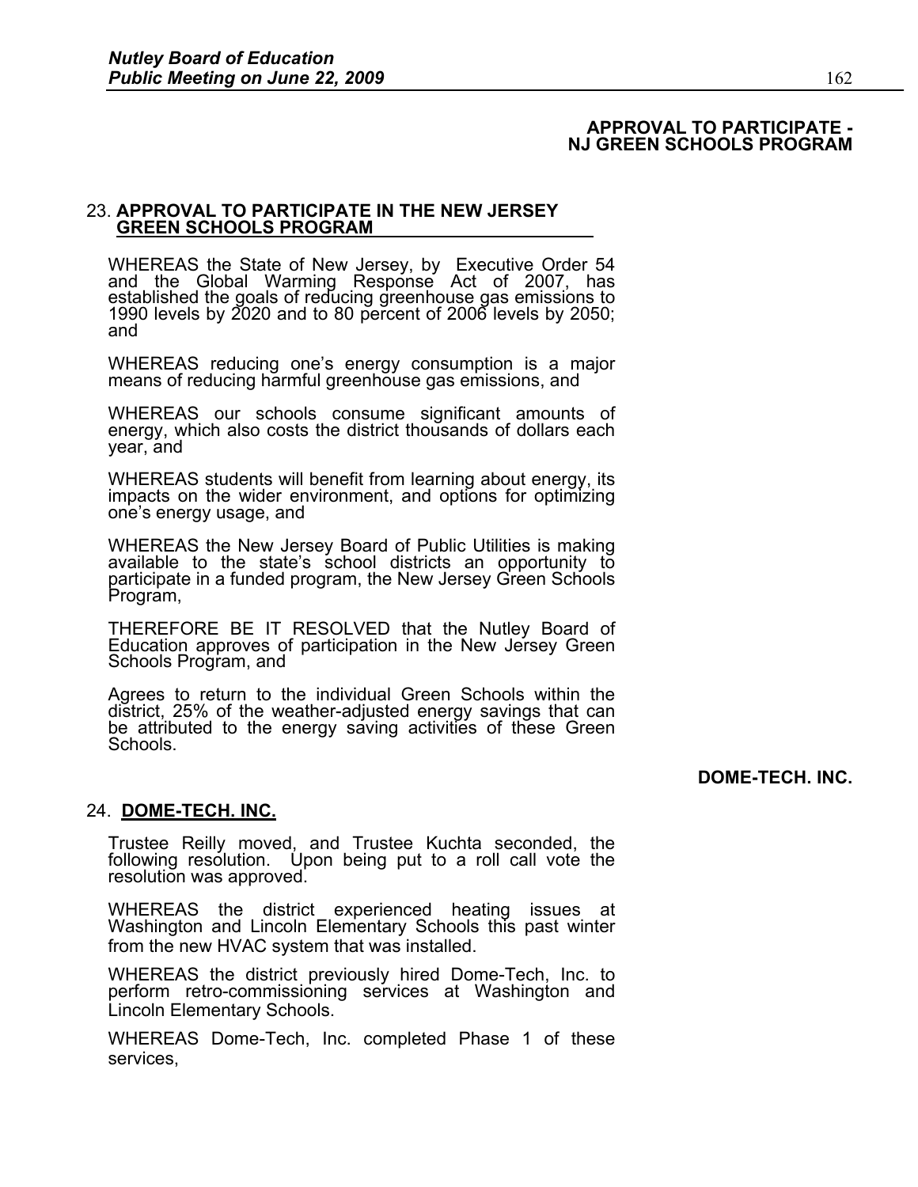**APPROVAL TO PARTICIPATE - NJ GREEN SCHOOLS PROGRAM**

23. **APPROVAL TO PARTICIPATE IN THE NEW JERSEY GREEN SCHOOLS PROGRAM**

WHEREAS the State of New Jersey, by Executive Order 54 and the Global Warming Response Act of 2007, has established the goals of reducing greenhouse gas emissions to 1990 levels by 2020 and to 80 percent of 2006 levels by 2050; and

WHEREAS reducing one's energy consumption is a major means of reducing harmful greenhouse gas emissions, and

WHEREAS our schools consume significant amounts of energy, which also costs the district thousands of dollars each year, and

WHEREAS students will benefit from learning about energy, its impacts on the wider environment, and options for optimizing one's energy usage, and

WHEREAS the New Jersey Board of Public Utilities is making available to the state's school districts an opportunity to participate in a funded program, the New Jersey Green Schools Program,

THEREFORE BE IT RESOLVED that the Nutley Board of Education approves of participation in the New Jersey Green Schools Program, and

Agrees to return to the individual Green Schools within the district, 25% of the weather-adjusted energy savings that can be attributed to the energy saving activities of these Green Schools.

**DOME-TECH. INC.**

24. **DOME-TECH. INC.**

Trustee Reilly moved, and Trustee Kuchta seconded, the following resolution. Upon being put to a roll call vote the resolution was approved.

WHEREAS the district experienced heating issues at Washington and Lincoln Elementary Schools this past winter from the new HVAC system that was installed.

WHEREAS the district previously hired Dome-Tech, Inc. to perform retro-commissioning services at Washington and Lincoln Elementary Schools.

WHEREAS Dome-Tech, Inc. completed Phase 1 of these services,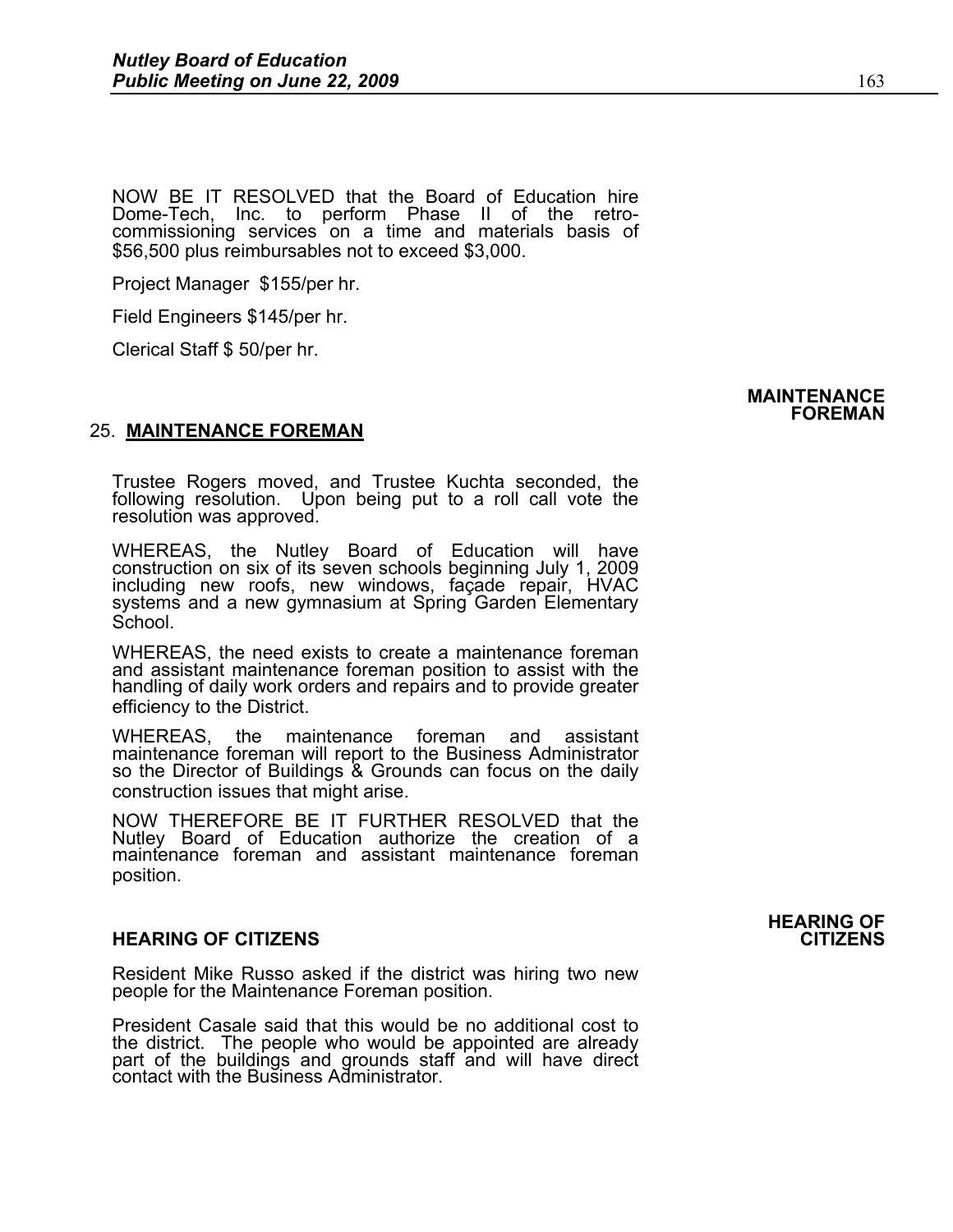NOW BE IT RESOLVED that the Board of Education hire Dome-Tech, Inc. to perform Phase II of the retro-commissioning services on a time and materials basis of $56,500 plus reimbursables not to exceed $3,000.

Project Manager $155/per hr.

Field Engineers $145/per hr.

Clerical Staff $ 50/per hr.

**MAINTENANCE FOREMAN**

25. **MAINTENANCE FOREMAN**

Trustee Rogers moved, and Trustee Kuchta seconded, the following resolution. Upon being put to a roll call vote the resolution was approved.

WHEREAS, the Nutley Board of Education will have construction on six of its seven schools beginning July 1, 2009 including new roofs, new windows, façade repair, HVAC systems and a new gymnasium at Spring Garden Elementary School.

WHEREAS, the need exists to create a maintenance foreman and assistant maintenance foreman position to assist with the handling of daily work orders and repairs and to provide greater efficiency to the District.

WHEREAS, the maintenance foreman and assistant maintenance foreman will report to the Business Administrator so the Director of Buildings & Grounds can focus on the daily construction issues that might arise.

NOW THEREFORE BE IT FURTHER RESOLVED that the Nutley Board of Education authorize the creation of a maintenance foreman and assistant maintenance foreman position.

**HEARING OF CITIZENS**

**HEARING OF CITIZENS**

Resident Mike Russo asked if the district was hiring two new people for the Maintenance Foreman position.

President Casale said that this would be no additional cost to the district. The people who would be appointed are already part of the buildings and grounds staff and will have direct contact with the Business Administrator.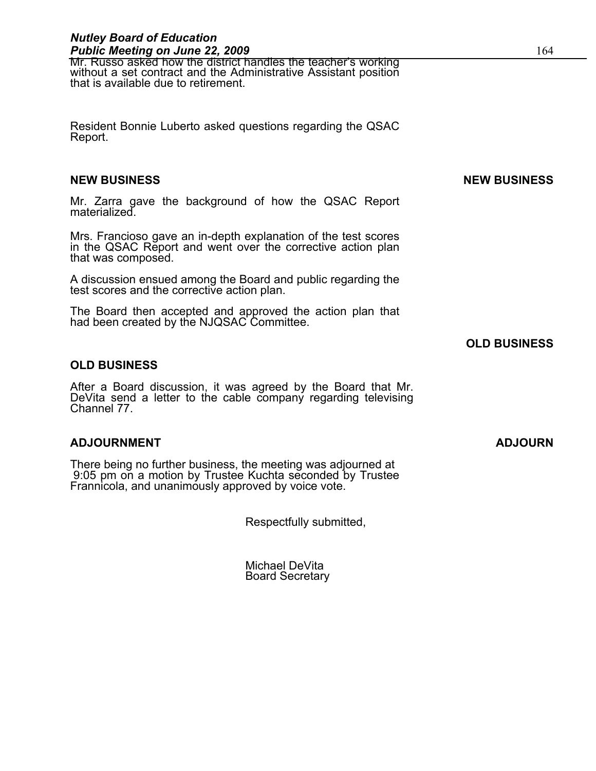Mr. Russo asked how the district handles the teacher's working without a set contract and the Administrative Assistant position that is available due to retirement.

Resident Bonnie Luberto asked questions regarding the QSAC Report.

## NEW BUSINESS

Mr. Zarra gave the background of how the QSAC Report materialized.

Mrs. Francioso gave an in-depth explanation of the test scores in the QSAC Report and went over the corrective action plan that was composed.

A discussion ensued among the Board and public regarding the test scores and the corrective action plan.

The Board then accepted and approved the action plan that had been created by the NJQSAC Committee.

## OLD BUSINESS

After a Board discussion, it was agreed by the Board that Mr. DeVita send a letter to the cable company regarding televising Channel 77.

## ADJOURNMENT

There being no further business, the meeting was adjourned at 9:05 pm on a motion by Trustee Kuchta seconded by Trustee Frannicola, and unanimously approved by voice vote.

Respectfully submitted,

Michael DeVita
Board Secretary